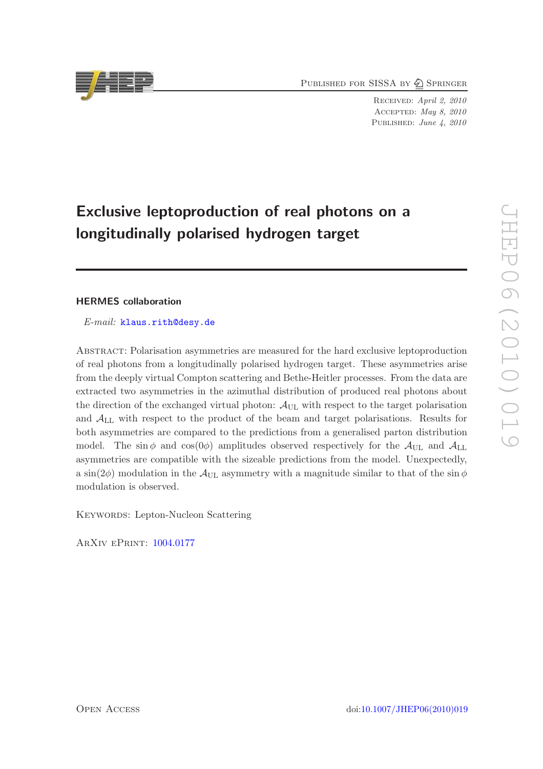Published for SISSA by Springer

Received: *April 2, 2010*
Accepted: *May 8, 2010*
Published: *June 4, 2010*

# Exclusive leptoproduction of real photons on a longitudinally polarised hydrogen target

## HERMES collaboration

*E-mail:* klaus.rith@desy.de

Abstract: Polarisation asymmetries are measured for the hard exclusive leptoproduction of real photons from a longitudinally polarised hydrogen target. These asymmetries arise from the deeply virtual Compton scattering and Bethe-Heitler processes. From the data are extracted two asymmetries in the azimuthal distribution of produced real photons about the direction of the exchanged virtual photon: $\mathcal{A}_{\rm UL}$ with respect to the target polarisation and $\mathcal{A}_{\rm LL}$ with respect to the product of the beam and target polarisations. Results for both asymmetries are compared to the predictions from a generalised parton distribution model. The $\sin\phi$ and $\cos(0\phi)$ amplitudes observed respectively for the $\mathcal{A}_{\rm UL}$ and $\mathcal{A}_{\rm LL}$ asymmetries are compatible with the sizeable predictions from the model. Unexpectedly, a $\sin(2\phi)$ modulation in the $\mathcal{A}_{\rm UL}$ asymmetry with a magnitude similar to that of the $\sin\phi$ modulation is observed.

Keywords: Lepton-Nucleon Scattering

ArXiv ePrint: 1004.0177

Open Access

doi:10.1007/JHEP06(2010)019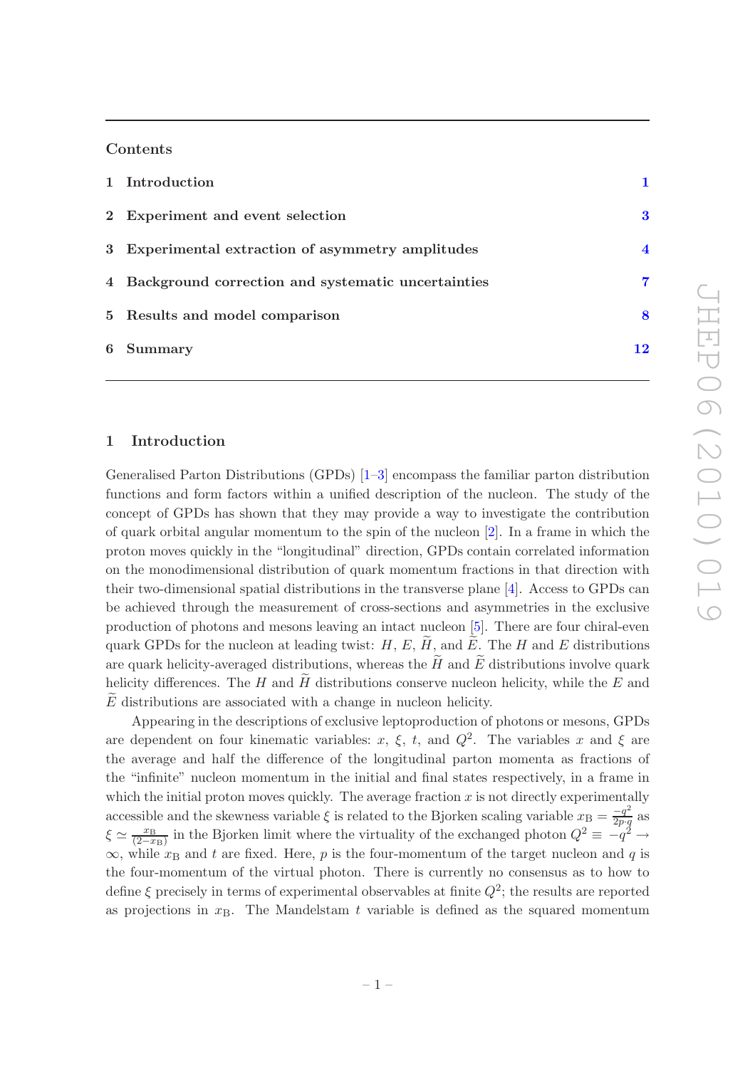## Contents

| | | |
|---|---|---|
| 1 | Introduction | 1 |
| 2 | Experiment and event selection | 3 |
| 3 | Experimental extraction of asymmetry amplitudes | 4 |
| 4 | Background correction and systematic uncertainties | 7 |
| 5 | Results and model comparison | 8 |
| 6 | Summary | 12 |

## 1 Introduction

Generalised Parton Distributions (GPDs) [1–3] encompass the familiar parton distribution functions and form factors within a unified description of the nucleon. The study of the concept of GPDs has shown that they may provide a way to investigate the contribution of quark orbital angular momentum to the spin of the nucleon [2]. In a frame in which the proton moves quickly in the "longitudinal" direction, GPDs contain correlated information on the monodimensional distribution of quark momentum fractions in that direction with their two-dimensional spatial distributions in the transverse plane [4]. Access to GPDs can be achieved through the measurement of cross-sections and asymmetries in the exclusive production of photons and mesons leaving an intact nucleon [5]. There are four chiral-even quark GPDs for the nucleon at leading twist: $H$, $E$, $\widetilde{H}$, and $\widetilde{E}$. The $H$ and $E$ distributions are quark helicity-averaged distributions, whereas the $\widetilde{H}$ and $\widetilde{E}$ distributions involve quark helicity differences. The $H$ and $\widetilde{H}$ distributions conserve nucleon helicity, while the $E$ and $\widetilde{E}$ distributions are associated with a change in nucleon helicity.

Appearing in the descriptions of exclusive leptoproduction of photons or mesons, GPDs are dependent on four kinematic variables: $x$, $\xi$, $t$, and $Q^2$. The variables $x$ and $\xi$ are the average and half the difference of the longitudinal parton momenta as fractions of the "infinite" nucleon momentum in the initial and final states respectively, in a frame in which the initial proton moves quickly. The average fraction $x$ is not directly experimentally accessible and the skewness variable $\xi$ is related to the Bjorken scaling variable $x_\mathrm{B} = \frac{-q^2}{2p\cdot q}$ as $\xi \simeq \frac{x_\mathrm{B}}{(2-x_\mathrm{B})}$ in the Bjorken limit where the virtuality of the exchanged photon $Q^2 \equiv -q^2 \to \infty$, while $x_\mathrm{B}$ and $t$ are fixed. Here, $p$ is the four-momentum of the target nucleon and $q$ is the four-momentum of the virtual photon. There is currently no consensus as to how to define $\xi$ precisely in terms of experimental observables at finite $Q^2$; the results are reported as projections in $x_\mathrm{B}$. The Mandelstam $t$ variable is defined as the squared momentum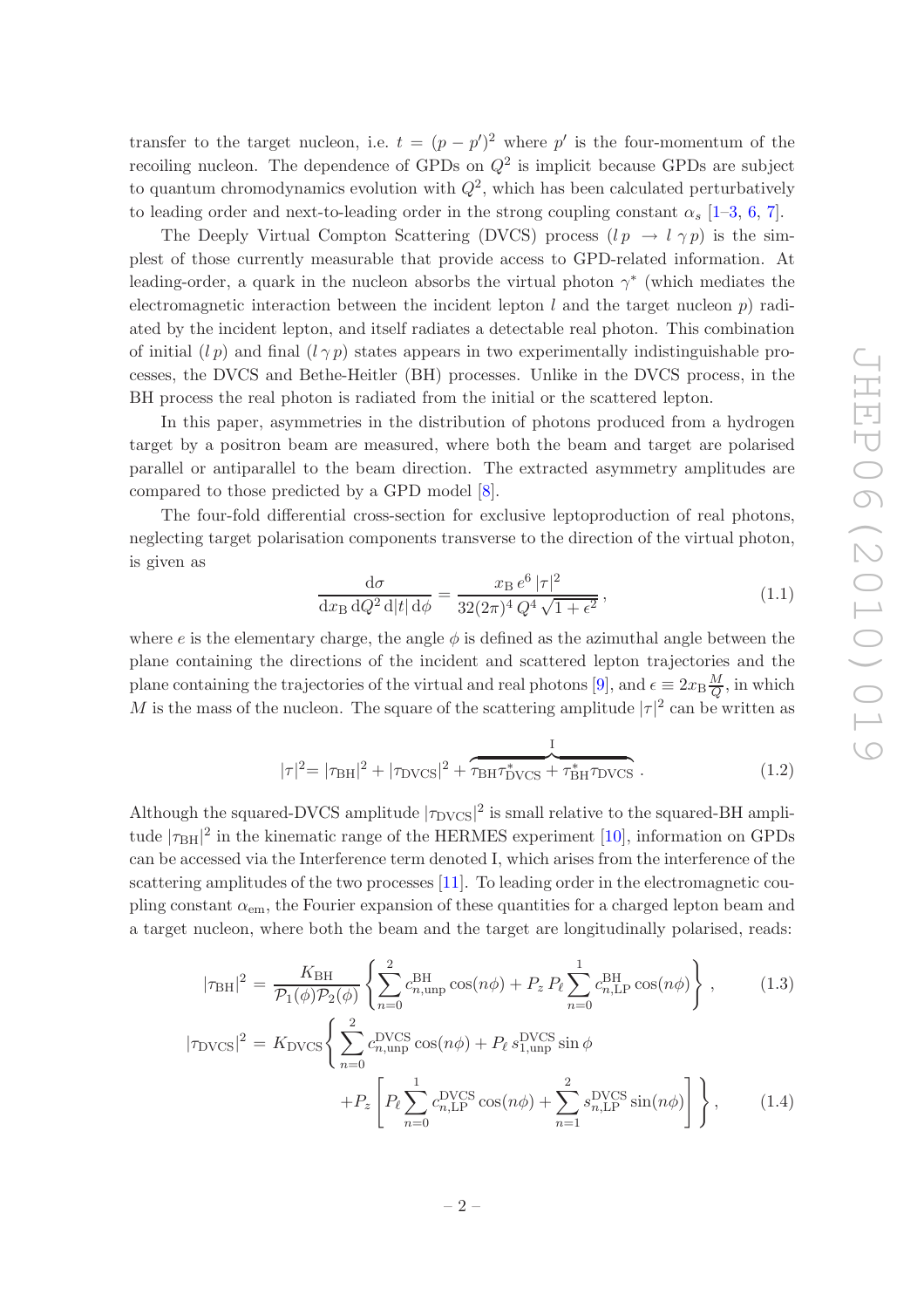transfer to the target nucleon, i.e. $t = (p - p')^2$ where $p'$ is the four-momentum of the recoiling nucleon. The dependence of GPDs on $Q^2$ is implicit because GPDs are subject to quantum chromodynamics evolution with $Q^2$, which has been calculated perturbatively to leading order and next-to-leading order in the strong coupling constant $\alpha_s$ [1–3, 6, 7].

The Deeply Virtual Compton Scattering (DVCS) process ($l\,p \rightarrow l\,\gamma\,p$) is the simplest of those currently measurable that provide access to GPD-related information. At leading-order, a quark in the nucleon absorbs the virtual photon $\gamma^*$ (which mediates the electromagnetic interaction between the incident lepton $l$ and the target nucleon $p$) radiated by the incident lepton, and itself radiates a detectable real photon. This combination of initial ($l\,p$) and final ($l\,\gamma\,p$) states appears in two experimentally indistinguishable processes, the DVCS and Bethe-Heitler (BH) processes. Unlike in the DVCS process, in the BH process the real photon is radiated from the initial or the scattered lepton.

In this paper, asymmetries in the distribution of photons produced from a hydrogen target by a positron beam are measured, where both the beam and target are polarised parallel or antiparallel to the beam direction. The extracted asymmetry amplitudes are compared to those predicted by a GPD model [8].

The four-fold differential cross-section for exclusive leptoproduction of real photons, neglecting target polarisation components transverse to the direction of the virtual photon, is given as

$$\frac{\mathrm{d}\sigma}{\mathrm{d}x_\mathrm{B}\,\mathrm{d}Q^2\,\mathrm{d}|t|\,\mathrm{d}\phi} = \frac{x_\mathrm{B}\,e^6\,|\tau|^2}{32(2\pi)^4\,Q^4\,\sqrt{1+\epsilon^2}}\,, \tag{1.1}$$

where $e$ is the elementary charge, the angle $\phi$ is defined as the azimuthal angle between the plane containing the directions of the incident and scattered lepton trajectories and the plane containing the trajectories of the virtual and real photons [9], and $\epsilon \equiv 2x_\mathrm{B}\frac{M}{Q}$, in which $M$ is the mass of the nucleon. The square of the scattering amplitude $|\tau|^2$ can be written as

$$|\tau|^2 = |\tau_\mathrm{BH}|^2 + |\tau_\mathrm{DVCS}|^2 + \overbrace{\tau_\mathrm{BH}\tau^*_\mathrm{DVCS} + \tau^*_\mathrm{BH}\tau_\mathrm{DVCS}}^{\mathrm{I}}\,. \tag{1.2}$$

Although the squared-DVCS amplitude $|\tau_\mathrm{DVCS}|^2$ is small relative to the squared-BH amplitude $|\tau_\mathrm{BH}|^2$ in the kinematic range of the HERMES experiment [10], information on GPDs can be accessed via the Interference term denoted I, which arises from the interference of the scattering amplitudes of the two processes [11]. To leading order in the electromagnetic coupling constant $\alpha_\mathrm{em}$, the Fourier expansion of these quantities for a charged lepton beam and a target nucleon, where both the beam and the target are longitudinally polarised, reads:

$$|\tau_\mathrm{BH}|^2 = \frac{K_\mathrm{BH}}{\mathcal{P}_1(\phi)\mathcal{P}_2(\phi)}\left\{\sum_{n=0}^{2} c^\mathrm{BH}_{n,\mathrm{unp}}\cos(n\phi) + P_z\,P_\ell\sum_{n=0}^{1} c^\mathrm{BH}_{n,\mathrm{LP}}\cos(n\phi)\right\}, \tag{1.3}$$

$$\begin{aligned}|\tau_\mathrm{DVCS}|^2 = K_\mathrm{DVCS}\Bigg\{&\sum_{n=0}^{2} c^\mathrm{DVCS}_{n,\mathrm{unp}}\cos(n\phi) + P_\ell\,s^\mathrm{DVCS}_{1,\mathrm{unp}}\sin\phi \\ &+P_z\left[P_\ell\sum_{n=0}^{1} c^\mathrm{DVCS}_{n,\mathrm{LP}}\cos(n\phi) + \sum_{n=1}^{2} s^\mathrm{DVCS}_{n,\mathrm{LP}}\sin(n\phi)\right]\Bigg\},\end{aligned} \tag{1.4}$$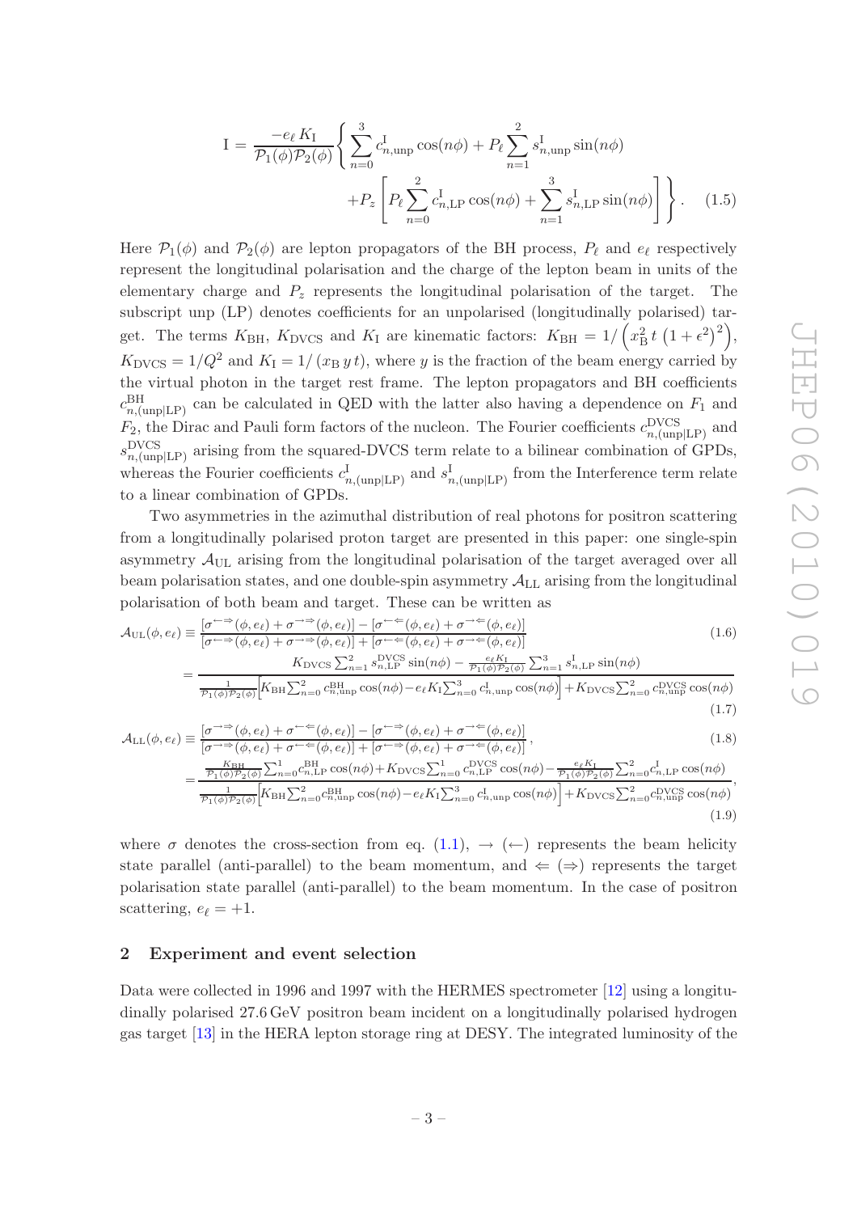$$
\mathrm{I} = \frac{-e_\ell\, K_\mathrm{I}}{\mathcal{P}_1(\phi)\mathcal{P}_2(\phi)} \Bigg\{ \sum_{n=0}^{3} c_{n,\mathrm{unp}}^{\mathrm{I}} \cos(n\phi) + P_\ell \sum_{n=1}^{2} s_{n,\mathrm{unp}}^{\mathrm{I}} \sin(n\phi) \\
+ P_z \left[ P_\ell \sum_{n=0}^{2} c_{n,\mathrm{LP}}^{\mathrm{I}} \cos(n\phi) + \sum_{n=1}^{3} s_{n,\mathrm{LP}}^{\mathrm{I}} \sin(n\phi) \right] \Bigg\}. \tag{1.5}
$$

Here $\mathcal{P}_1(\phi)$ and $\mathcal{P}_2(\phi)$ are lepton propagators of the BH process, $P_\ell$ and $e_\ell$ respectively represent the longitudinal polarisation and the charge of the lepton beam in units of the elementary charge and $P_z$ represents the longitudinal polarisation of the target. The subscript unp (LP) denotes coefficients for an unpolarised (longitudinally polarised) target. The terms $K_\mathrm{BH}$, $K_\mathrm{DVCS}$ and $K_\mathrm{I}$ are kinematic factors: $K_\mathrm{BH} = 1/\left(x_\mathrm{B}^2\, t\, \left(1+\epsilon^2\right)^2\right)$, $K_\mathrm{DVCS} = 1/Q^2$ and $K_\mathrm{I} = 1/\left(x_\mathrm{B}\, y\, t\right)$, where $y$ is the fraction of the beam energy carried by the virtual photon in the target rest frame. The lepton propagators and BH coefficients $c_{n,(\mathrm{unp}|\mathrm{LP})}^{\mathrm{BH}}$ can be calculated in QED with the latter also having a dependence on $F_1$ and $F_2$, the Dirac and Pauli form factors of the nucleon. The Fourier coefficients $c_{n,(\mathrm{unp}|\mathrm{LP})}^{\mathrm{DVCS}}$ and $s_{n,(\mathrm{unp}|\mathrm{LP})}^{\mathrm{DVCS}}$ arising from the squared-DVCS term relate to a bilinear combination of GPDs, whereas the Fourier coefficients $c_{n,(\mathrm{unp}|\mathrm{LP})}^{\mathrm{I}}$ and $s_{n,(\mathrm{unp}|\mathrm{LP})}^{\mathrm{I}}$ from the Interference term relate to a linear combination of GPDs.

Two asymmetries in the azimuthal distribution of real photons for positron scattering from a longitudinally polarised proton target are presented in this paper: one single-spin asymmetry $\mathcal{A}_\mathrm{UL}$ arising from the longitudinal polarisation of the target averaged over all beam polarisation states, and one double-spin asymmetry $\mathcal{A}_\mathrm{LL}$ arising from the longitudinal polarisation of both beam and target. These can be written as

$$
\mathcal{A}_\mathrm{UL}(\phi, e_\ell) \equiv \frac{[\sigma^{\leftarrow\Rightarrow}(\phi,e_\ell) + \sigma^{\rightarrow\Rightarrow}(\phi,e_\ell)] - [\sigma^{\leftarrow\Leftarrow}(\phi,e_\ell) + \sigma^{\rightarrow\Leftarrow}(\phi,e_\ell)]}{[\sigma^{\leftarrow\Rightarrow}(\phi,e_\ell) + \sigma^{\rightarrow\Rightarrow}(\phi,e_\ell)] + [\sigma^{\leftarrow\Leftarrow}(\phi,e_\ell) + \sigma^{\rightarrow\Leftarrow}(\phi,e_\ell)]} \tag{1.6}
$$

$$
= \frac{K_\mathrm{DVCS} \sum_{n=1}^{2} s_{n,\mathrm{LP}}^{\mathrm{DVCS}} \sin(n\phi) - \frac{e_\ell K_\mathrm{I}}{\mathcal{P}_1(\phi)\mathcal{P}_2(\phi)} \sum_{n=1}^{3} s_{n,\mathrm{LP}}^{\mathrm{I}} \sin(n\phi)}{\frac{1}{\mathcal{P}_1(\phi)\mathcal{P}_2(\phi)} \Big[ K_\mathrm{BH} \sum_{n=0}^{2} c_{n,\mathrm{unp}}^{\mathrm{BH}} \cos(n\phi) - e_\ell K_\mathrm{I} \sum_{n=0}^{3} c_{n,\mathrm{unp}}^{\mathrm{I}} \cos(n\phi) \Big] + K_\mathrm{DVCS} \sum_{n=0}^{2} c_{n,\mathrm{unp}}^{\mathrm{DVCS}} \cos(n\phi)} \tag{1.7}
$$

$$
\mathcal{A}_\mathrm{LL}(\phi, e_\ell) \equiv \frac{[\sigma^{\rightarrow\Rightarrow}(\phi,e_\ell) + \sigma^{\leftarrow\Leftarrow}(\phi,e_\ell)] - [\sigma^{\leftarrow\Rightarrow}(\phi,e_\ell) + \sigma^{\rightarrow\Leftarrow}(\phi,e_\ell)]}{[\sigma^{\rightarrow\Rightarrow}(\phi,e_\ell) + \sigma^{\leftarrow\Leftarrow}(\phi,e_\ell)] + [\sigma^{\leftarrow\Rightarrow}(\phi,e_\ell) + \sigma^{\rightarrow\Leftarrow}(\phi,e_\ell)]}, \tag{1.8}
$$

$$
= \frac{\frac{K_\mathrm{BH}}{\mathcal{P}_1(\phi)\mathcal{P}_2(\phi)} \sum_{n=0}^{1} c_{n,\mathrm{LP}}^{\mathrm{BH}} \cos(n\phi) + K_\mathrm{DVCS} \sum_{n=0}^{1} c_{n,\mathrm{LP}}^{\mathrm{DVCS}} \cos(n\phi) - \frac{e_\ell K_\mathrm{I}}{\mathcal{P}_1(\phi)\mathcal{P}_2(\phi)} \sum_{n=0}^{2} c_{n,\mathrm{LP}}^{\mathrm{I}} \cos(n\phi)}{\frac{1}{\mathcal{P}_1(\phi)\mathcal{P}_2(\phi)} \Big[ K_\mathrm{BH} \sum_{n=0}^{2} c_{n,\mathrm{unp}}^{\mathrm{BH}} \cos(n\phi) - e_\ell K_\mathrm{I} \sum_{n=0}^{3} c_{n,\mathrm{unp}}^{\mathrm{I}} \cos(n\phi) \Big] + K_\mathrm{DVCS} \sum_{n=0}^{2} c_{n,\mathrm{unp}}^{\mathrm{DVCS}} \cos(n\phi)}, \tag{1.9}
$$

where $\sigma$ denotes the cross-section from eq. (1.1), $\rightarrow$ ($\leftarrow$) represents the beam helicity state parallel (anti-parallel) to the beam momentum, and $\Leftarrow$ ($\Rightarrow$) represents the target polarisation state parallel (anti-parallel) to the beam momentum. In the case of positron scattering, $e_\ell = +1$.

## 2 Experiment and event selection

Data were collected in 1996 and 1997 with the HERMES spectrometer [12] using a longitudinally polarised 27.6 GeV positron beam incident on a longitudinally polarised hydrogen gas target [13] in the HERA lepton storage ring at DESY. The integrated luminosity of the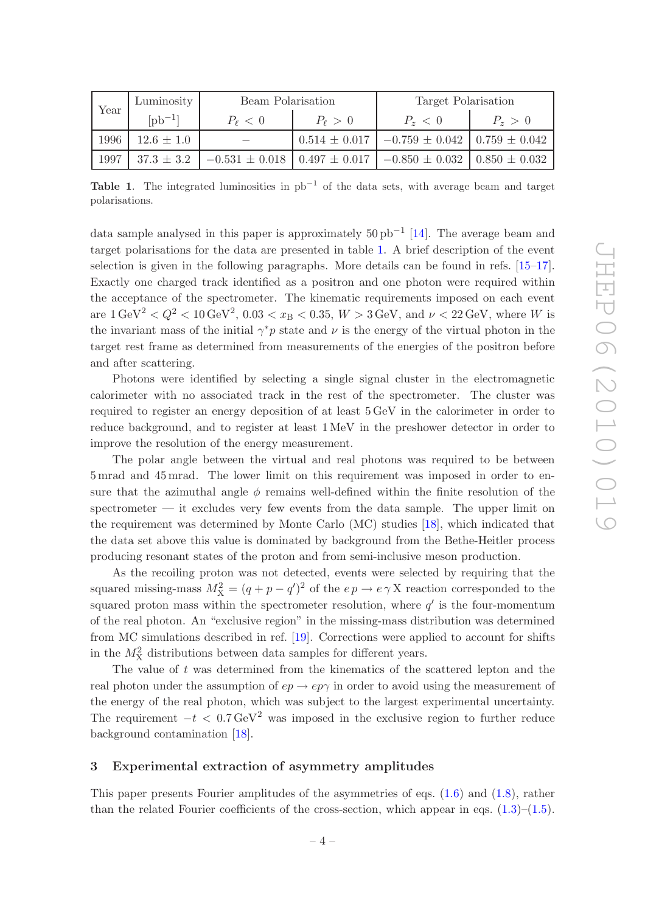| Year | Luminosity | Beam Polarisation | | Target Polarisation | |
|---|---|---|---|---|---|
| | [pb$^{-1}$] | $P_\ell < 0$ | $P_\ell > 0$ | $P_z < 0$ | $P_z > 0$ |
| 1996 | 12.6 ± 1.0 | – | 0.514 ± 0.017 | −0.759 ± 0.042 | 0.759 ± 0.042 |
| 1997 | 37.3 ± 3.2 | −0.531 ± 0.018 | 0.497 ± 0.017 | −0.850 ± 0.032 | 0.850 ± 0.032 |

**Table 1**. The integrated luminosities in pb$^{-1}$ of the data sets, with average beam and target polarisations.

data sample analysed in this paper is approximately 50 pb$^{-1}$ [14]. The average beam and target polarisations for the data are presented in table 1. A brief description of the event selection is given in the following paragraphs. More details can be found in refs. [15–17]. Exactly one charged track identified as a positron and one photon were required within the acceptance of the spectrometer. The kinematic requirements imposed on each event are $1\,\text{GeV}^2 < Q^2 < 10\,\text{GeV}^2$, $0.03 < x_\text{B} < 0.35$, $W > 3\,\text{GeV}$, and $\nu < 22\,\text{GeV}$, where $W$ is the invariant mass of the initial $\gamma^* p$ state and $\nu$ is the energy of the virtual photon in the target rest frame as determined from measurements of the energies of the positron before and after scattering.

Photons were identified by selecting a single signal cluster in the electromagnetic calorimeter with no associated track in the rest of the spectrometer. The cluster was required to register an energy deposition of at least 5 GeV in the calorimeter in order to reduce background, and to register at least 1 MeV in the preshower detector in order to improve the resolution of the energy measurement.

The polar angle between the virtual and real photons was required to be between 5 mrad and 45 mrad. The lower limit on this requirement was imposed in order to ensure that the azimuthal angle $\phi$ remains well-defined within the finite resolution of the spectrometer — it excludes very few events from the data sample. The upper limit on the requirement was determined by Monte Carlo (MC) studies [18], which indicated that the data set above this value is dominated by background from the Bethe-Heitler process producing resonant states of the proton and from semi-inclusive meson production.

As the recoiling proton was not detected, events were selected by requiring that the squared missing-mass $M_\text{X}^2 = (q + p - q')^2$ of the $e\,p \to e\,\gamma\,\text{X}$ reaction corresponded to the squared proton mass within the spectrometer resolution, where $q'$ is the four-momentum of the real photon. An "exclusive region" in the missing-mass distribution was determined from MC simulations described in ref. [19]. Corrections were applied to account for shifts in the $M_\text{X}^2$ distributions between data samples for different years.

The value of $t$ was determined from the kinematics of the scattered lepton and the real photon under the assumption of $ep \to ep\gamma$ in order to avoid using the measurement of the energy of the real photon, which was subject to the largest experimental uncertainty. The requirement $-t < 0.7\,\text{GeV}^2$ was imposed in the exclusive region to further reduce background contamination [18].

## 3 Experimental extraction of asymmetry amplitudes

This paper presents Fourier amplitudes of the asymmetries of eqs. (1.6) and (1.8), rather than the related Fourier coefficients of the cross-section, which appear in eqs. (1.3)–(1.5).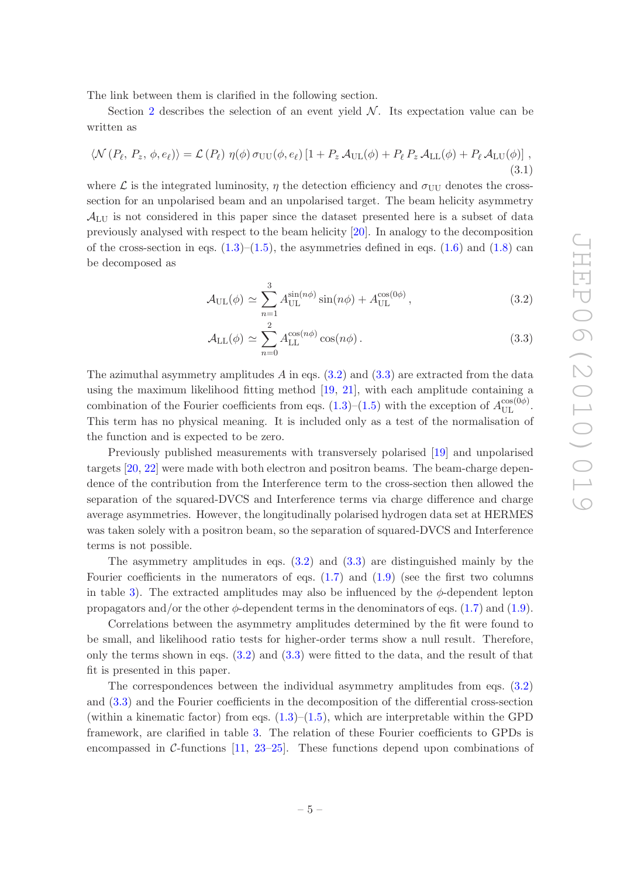The link between them is clarified in the following section.

Section 2 describes the selection of an event yield $\mathcal{N}$. Its expectation value can be written as

$$\langle \mathcal{N}(P_\ell, P_z, \phi, e_\ell)\rangle = \mathcal{L}(P_\ell)\, \eta(\phi)\, \sigma_{\mathrm{UU}}(\phi, e_\ell) \left[1 + P_z\, \mathcal{A}_{\mathrm{UL}}(\phi) + P_\ell\, P_z\, \mathcal{A}_{\mathrm{LL}}(\phi) + P_\ell\, \mathcal{A}_{\mathrm{LU}}(\phi)\right], \tag{3.1}$$

where $\mathcal{L}$ is the integrated luminosity, $\eta$ the detection efficiency and $\sigma_{\mathrm{UU}}$ denotes the cross-section for an unpolarised beam and an unpolarised target. The beam helicity asymmetry $\mathcal{A}_{\mathrm{LU}}$ is not considered in this paper since the dataset presented here is a subset of data previously analysed with respect to the beam helicity [20]. In analogy to the decomposition of the cross-section in eqs. (1.3)–(1.5), the asymmetries defined in eqs. (1.6) and (1.8) can be decomposed as

$$\mathcal{A}_{\mathrm{UL}}(\phi) \simeq \sum_{n=1}^{3} A_{\mathrm{UL}}^{\sin(n\phi)} \sin(n\phi) + A_{\mathrm{UL}}^{\cos(0\phi)}, \tag{3.2}$$

$$\mathcal{A}_{\mathrm{LL}}(\phi) \simeq \sum_{n=0}^{2} A_{\mathrm{LL}}^{\cos(n\phi)} \cos(n\phi). \tag{3.3}$$

The azimuthal asymmetry amplitudes $A$ in eqs. (3.2) and (3.3) are extracted from the data using the maximum likelihood fitting method [19, 21], with each amplitude containing a combination of the Fourier coefficients from eqs. (1.3)–(1.5) with the exception of $A_{\mathrm{UL}}^{\cos(0\phi)}$. This term has no physical meaning. It is included only as a test of the normalisation of the function and is expected to be zero.

Previously published measurements with transversely polarised [19] and unpolarised targets [20, 22] were made with both electron and positron beams. The beam-charge dependence of the contribution from the Interference term to the cross-section then allowed the separation of the squared-DVCS and Interference terms via charge difference and charge average asymmetries. However, the longitudinally polarised hydrogen data set at HERMES was taken solely with a positron beam, so the separation of squared-DVCS and Interference terms is not possible.

The asymmetry amplitudes in eqs. (3.2) and (3.3) are distinguished mainly by the Fourier coefficients in the numerators of eqs. (1.7) and (1.9) (see the first two columns in table 3). The extracted amplitudes may also be influenced by the $\phi$-dependent lepton propagators and/or the other $\phi$-dependent terms in the denominators of eqs. (1.7) and (1.9).

Correlations between the asymmetry amplitudes determined by the fit were found to be small, and likelihood ratio tests for higher-order terms show a null result. Therefore, only the terms shown in eqs. (3.2) and (3.3) were fitted to the data, and the result of that fit is presented in this paper.

The correspondences between the individual asymmetry amplitudes from eqs. (3.2) and (3.3) and the Fourier coefficients in the decomposition of the differential cross-section (within a kinematic factor) from eqs. (1.3)–(1.5), which are interpretable within the GPD framework, are clarified in table 3. The relation of these Fourier coefficients to GPDs is encompassed in $\mathcal{C}$-functions [11, 23–25]. These functions depend upon combinations of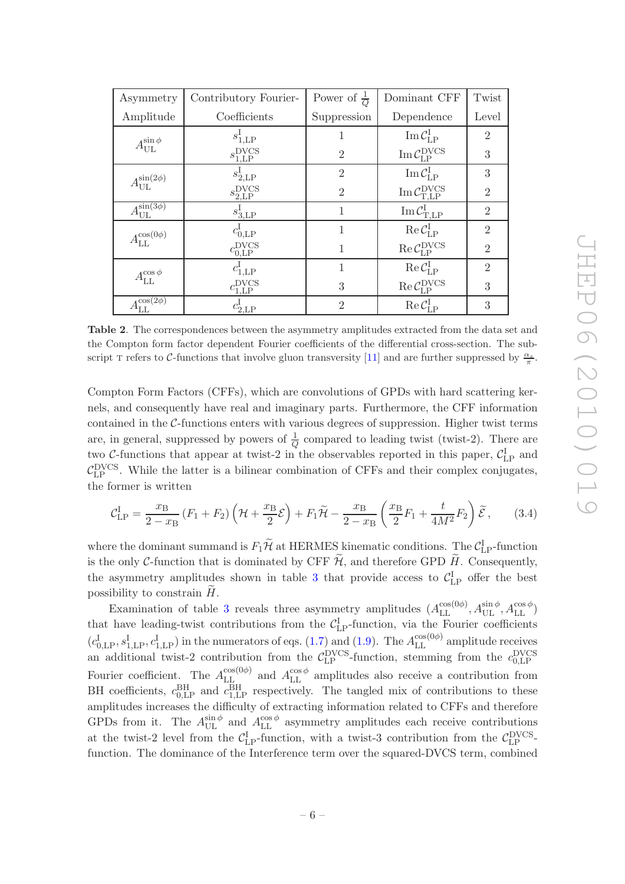| Asymmetry Amplitude | Contributory Fourier-Coefficients | Power of $\frac{1}{Q}$ Suppression | Dominant CFF Dependence | Twist Level |
|---|---|---|---|---|
| $A_{\rm UL}^{\sin\phi}$ | $s_{1,\rm LP}^{\rm I}$ | 1 | $\mathrm{Im}\,\mathcal{C}_{\rm LP}^{\rm I}$ | 2 |
| | $s_{1,\rm LP}^{\rm DVCS}$ | 2 | $\mathrm{Im}\,\mathcal{C}_{\rm LP}^{\rm DVCS}$ | 3 |
| $A_{\rm UL}^{\sin(2\phi)}$ | $s_{2,\rm LP}^{\rm I}$ | 2 | $\mathrm{Im}\,\mathcal{C}_{\rm LP}^{\rm I}$ | 3 |
| | $s_{2,\rm LP}^{\rm DVCS}$ | 2 | $\mathrm{Im}\,\mathcal{C}_{\rm T,LP}^{\rm DVCS}$ | 2 |
| $A_{\rm UL}^{\sin(3\phi)}$ | $s_{3,\rm LP}^{\rm I}$ | 1 | $\mathrm{Im}\,\mathcal{C}_{\rm T,LP}^{\rm I}$ | 2 |
| $A_{\rm LL}^{\cos(0\phi)}$ | $c_{0,\rm LP}^{\rm I}$ | 1 | $\mathrm{Re}\,\mathcal{C}_{\rm LP}^{\rm I}$ | 2 |
| | $c_{0,\rm LP}^{\rm DVCS}$ | 1 | $\mathrm{Re}\,\mathcal{C}_{\rm LP}^{\rm DVCS}$ | 2 |
| $A_{\rm LL}^{\cos\phi}$ | $c_{1,\rm LP}^{\rm I}$ | 1 | $\mathrm{Re}\,\mathcal{C}_{\rm LP}^{\rm I}$ | 2 |
| | $c_{1,\rm LP}^{\rm DVCS}$ | 3 | $\mathrm{Re}\,\mathcal{C}_{\rm LP}^{\rm DVCS}$ | 3 |
| $A_{\rm LL}^{\cos(2\phi)}$ | $c_{2,\rm LP}^{\rm I}$ | 2 | $\mathrm{Re}\,\mathcal{C}_{\rm LP}^{\rm I}$ | 3 |

**Table 2**. The correspondences between the asymmetry amplitudes extracted from the data set and the Compton form factor dependent Fourier coefficients of the differential cross-section. The subscript T refers to $\mathcal{C}$-functions that involve gluon transversity [11] and are further suppressed by $\frac{\alpha_s}{\pi}$.

Compton Form Factors (CFFs), which are convolutions of GPDs with hard scattering kernels, and consequently have real and imaginary parts. Furthermore, the CFF information contained in the $\mathcal{C}$-functions enters with various degrees of suppression. Higher twist terms are, in general, suppressed by powers of $\frac{1}{Q}$ compared to leading twist (twist-2). There are two $\mathcal{C}$-functions that appear at twist-2 in the observables reported in this paper, $\mathcal{C}_{\rm LP}^{\rm I}$ and $\mathcal{C}_{\rm LP}^{\rm DVCS}$. While the latter is a bilinear combination of CFFs and their complex conjugates, the former is written

$$\mathcal{C}_{\rm LP}^{\rm I} = \frac{x_{\rm B}}{2-x_{\rm B}}(F_1+F_2)\left(\mathcal{H}+\frac{x_{\rm B}}{2}\mathcal{E}\right) + F_1\widetilde{\mathcal{H}} - \frac{x_{\rm B}}{2-x_{\rm B}}\left(\frac{x_{\rm B}}{2}F_1 + \frac{t}{4M^2}F_2\right)\widetilde{\mathcal{E}}\,, \tag{3.4}$$

where the dominant summand is $F_1\widetilde{\mathcal{H}}$ at HERMES kinematic conditions. The $\mathcal{C}_{\rm LP}^{\rm I}$-function is the only $\mathcal{C}$-function that is dominated by CFF $\widetilde{\mathcal{H}}$, and therefore GPD $\widetilde{H}$. Consequently, the asymmetry amplitudes shown in table 3 that provide access to $\mathcal{C}_{\rm LP}^{\rm I}$ offer the best possibility to constrain $\widetilde{H}$.

Examination of table 3 reveals three asymmetry amplitudes ($A_{\rm LL}^{\cos(0\phi)}, A_{\rm UL}^{\sin\phi}, A_{\rm LL}^{\cos\phi}$) that have leading-twist contributions from the $\mathcal{C}_{\rm LP}^{\rm I}$-function, via the Fourier coefficients ($c_{0,\rm LP}^{\rm I}, s_{1,\rm LP}^{\rm I}, c_{1,\rm LP}^{\rm I}$) in the numerators of eqs. (1.7) and (1.9). The $A_{\rm LL}^{\cos(0\phi)}$ amplitude receives an additional twist-2 contribution from the $\mathcal{C}_{\rm LP}^{\rm DVCS}$-function, stemming from the $c_{0,\rm LP}^{\rm DVCS}$ Fourier coefficient. The $A_{\rm LL}^{\cos(0\phi)}$ and $A_{\rm LL}^{\cos\phi}$ amplitudes also receive a contribution from BH coefficients, $c_{0,\rm LP}^{\rm BH}$ and $c_{1,\rm LP}^{\rm BH}$ respectively. The tangled mix of contributions to these amplitudes increases the difficulty of extracting information related to CFFs and therefore GPDs from it. The $A_{\rm UL}^{\sin\phi}$ and $A_{\rm LL}^{\cos\phi}$ asymmetry amplitudes each receive contributions at the twist-2 level from the $\mathcal{C}_{\rm LP}^{\rm I}$-function, with a twist-3 contribution from the $\mathcal{C}_{\rm LP}^{\rm DVCS}$-function. The dominance of the Interference term over the squared-DVCS term, combined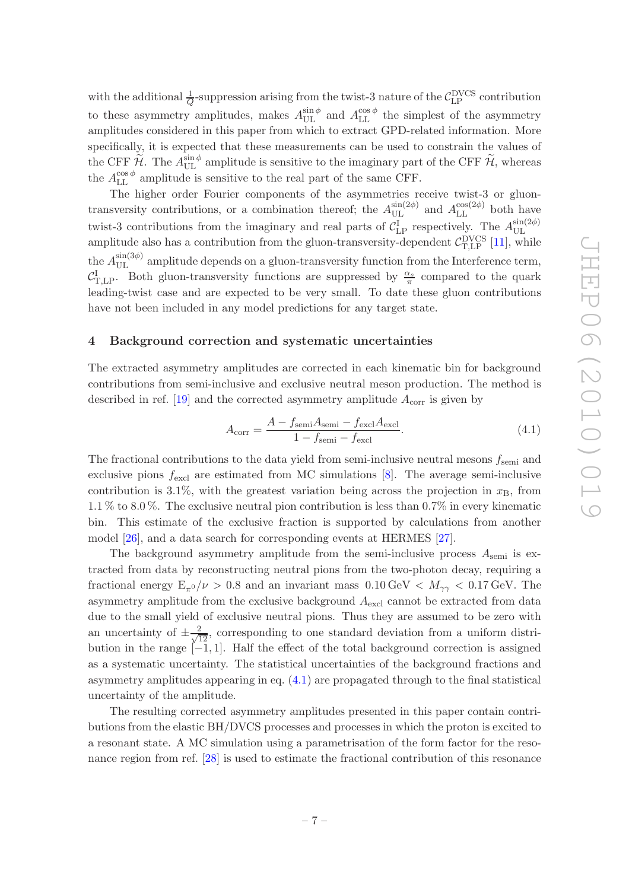with the additional $\frac{1}{Q}$-suppression arising from the twist-3 nature of the $\mathcal{C}^{\rm DVCS}_{\rm LP}$ contribution to these asymmetry amplitudes, makes $A^{\sin\phi}_{\rm UL}$ and $A^{\cos\phi}_{\rm LL}$ the simplest of the asymmetry amplitudes considered in this paper from which to extract GPD-related information. More specifically, it is expected that these measurements can be used to constrain the values of the CFF $\widetilde{\mathcal{H}}$. The $A^{\sin\phi}_{\rm UL}$ amplitude is sensitive to the imaginary part of the CFF $\widetilde{\mathcal{H}}$, whereas the $A^{\cos\phi}_{\rm LL}$ amplitude is sensitive to the real part of the same CFF.

The higher order Fourier components of the asymmetries receive twist-3 or gluon-transversity contributions, or a combination thereof; the $A^{\sin(2\phi)}_{\rm UL}$ and $A^{\cos(2\phi)}_{\rm LL}$ both have twist-3 contributions from the imaginary and real parts of $\mathcal{C}^{\rm I}_{\rm LP}$ respectively. The $A^{\sin(2\phi)}_{\rm UL}$ amplitude also has a contribution from the gluon-transversity-dependent $\mathcal{C}^{\rm DVCS}_{\rm T,LP}$ [11], while the $A^{\sin(3\phi)}_{\rm UL}$ amplitude depends on a gluon-transversity function from the Interference term, $\mathcal{C}^{\rm I}_{\rm T,LP}$. Both gluon-transversity functions are suppressed by $\frac{\alpha_s}{\pi}$ compared to the quark leading-twist case and are expected to be very small. To date these gluon contributions have not been included in any model predictions for any target state.

## 4 Background correction and systematic uncertainties

The extracted asymmetry amplitudes are corrected in each kinematic bin for background contributions from semi-inclusive and exclusive neutral meson production. The method is described in ref. [19] and the corrected asymmetry amplitude $A_{\rm corr}$ is given by

$$A_{\rm corr} = \frac{A - f_{\rm semi}A_{\rm semi} - f_{\rm excl}A_{\rm excl}}{1 - f_{\rm semi} - f_{\rm excl}}. \tag{4.1}$$

The fractional contributions to the data yield from semi-inclusive neutral mesons $f_{\rm semi}$ and exclusive pions $f_{\rm excl}$ are estimated from MC simulations [8]. The average semi-inclusive contribution is 3.1%, with the greatest variation being across the projection in $x_{\rm B}$, from 1.1 % to 8.0 %. The exclusive neutral pion contribution is less than 0.7% in every kinematic bin. This estimate of the exclusive fraction is supported by calculations from another model [26], and a data search for corresponding events at HERMES [27].

The background asymmetry amplitude from the semi-inclusive process $A_{\rm semi}$ is extracted from data by reconstructing neutral pions from the two-photon decay, requiring a fractional energy $E_{\pi^0}/\nu > 0.8$ and an invariant mass $0.10\,\text{GeV} < M_{\gamma\gamma} < 0.17\,\text{GeV}$. The asymmetry amplitude from the exclusive background $A_{\rm excl}$ cannot be extracted from data due to the small yield of exclusive neutral pions. Thus they are assumed to be zero with an uncertainty of $\pm\frac{2}{\sqrt{12}}$, corresponding to one standard deviation from a uniform distribution in the range $[-1, 1]$. Half the effect of the total background correction is assigned as a systematic uncertainty. The statistical uncertainties of the background fractions and asymmetry amplitudes appearing in eq. (4.1) are propagated through to the final statistical uncertainty of the amplitude.

The resulting corrected asymmetry amplitudes presented in this paper contain contributions from the elastic BH/DVCS processes and processes in which the proton is excited to a resonant state. A MC simulation using a parametrisation of the form factor for the resonance region from ref. [28] is used to estimate the fractional contribution of this resonance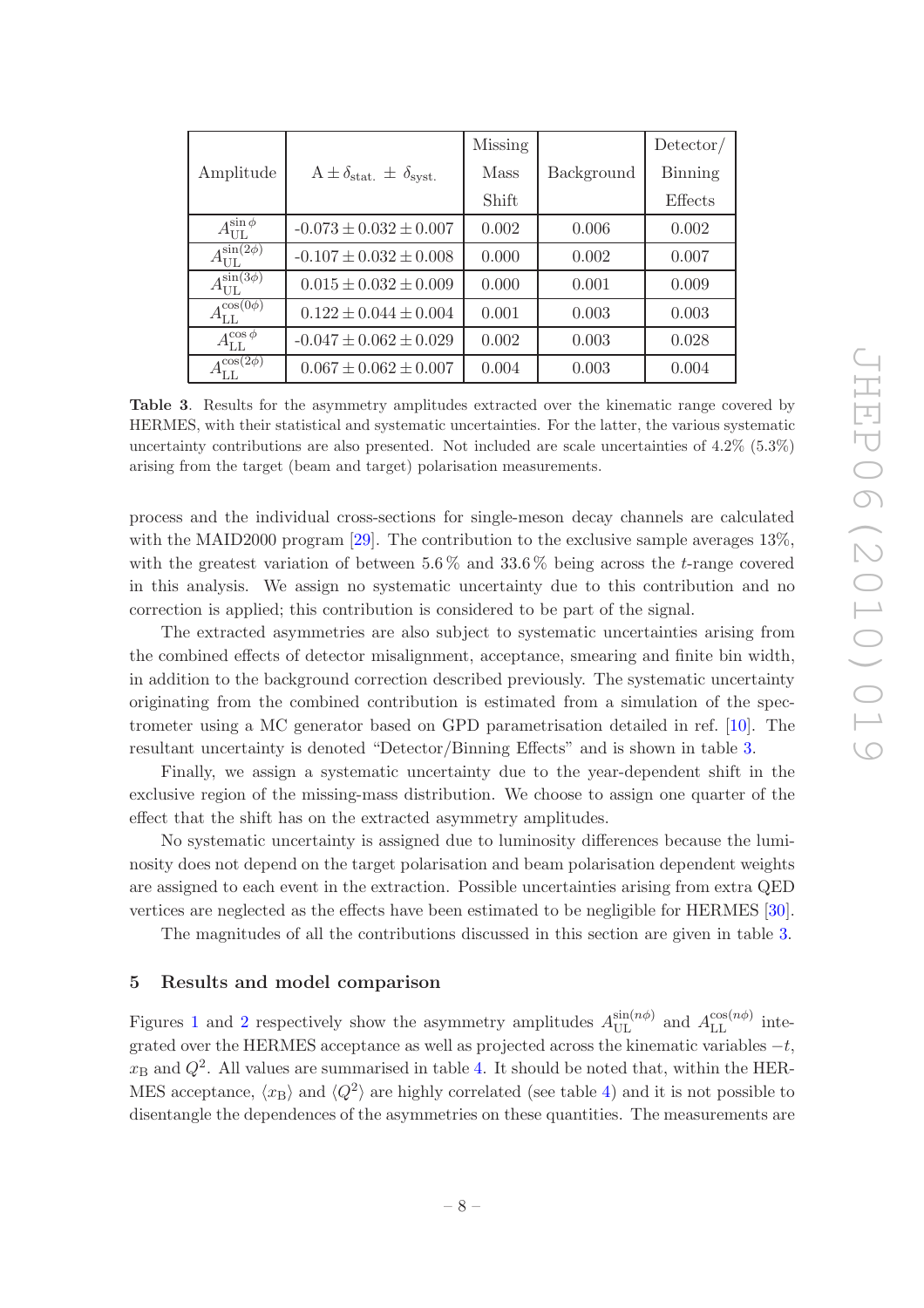| Amplitude | $A \pm \delta_{\text{stat.}} \pm \delta_{\text{syst.}}$ | Missing Mass Shift | Background | Detector/ Binning Effects |
|---|---|---|---|---|
| $A_{\text{UL}}^{\sin\phi}$ | $-0.073 \pm 0.032 \pm 0.007$ | 0.002 | 0.006 | 0.002 |
| $A_{\text{UL}}^{\sin(2\phi)}$ | $-0.107 \pm 0.032 \pm 0.008$ | 0.000 | 0.002 | 0.007 |
| $A_{\text{UL}}^{\sin(3\phi)}$ | $0.015 \pm 0.032 \pm 0.009$ | 0.000 | 0.001 | 0.009 |
| $A_{\text{LL}}^{\cos(0\phi)}$ | $0.122 \pm 0.044 \pm 0.004$ | 0.001 | 0.003 | 0.003 |
| $A_{\text{LL}}^{\cos\phi}$ | $-0.047 \pm 0.062 \pm 0.029$ | 0.002 | 0.003 | 0.028 |
| $A_{\text{LL}}^{\cos(2\phi)}$ | $0.067 \pm 0.062 \pm 0.007$ | 0.004 | 0.003 | 0.004 |

**Table 3**. Results for the asymmetry amplitudes extracted over the kinematic range covered by HERMES, with their statistical and systematic uncertainties. For the latter, the various systematic uncertainty contributions are also presented. Not included are scale uncertainties of 4.2% (5.3%) arising from the target (beam and target) polarisation measurements.

process and the individual cross-sections for single-meson decay channels are calculated with the MAID2000 program [29]. The contribution to the exclusive sample averages 13%, with the greatest variation of between 5.6 % and 33.6 % being across the $t$-range covered in this analysis. We assign no systematic uncertainty due to this contribution and no correction is applied; this contribution is considered to be part of the signal.

The extracted asymmetries are also subject to systematic uncertainties arising from the combined effects of detector misalignment, acceptance, smearing and finite bin width, in addition to the background correction described previously. The systematic uncertainty originating from the combined contribution is estimated from a simulation of the spectrometer using a MC generator based on GPD parametrisation detailed in ref. [10]. The resultant uncertainty is denoted "Detector/Binning Effects" and is shown in table 3.

Finally, we assign a systematic uncertainty due to the year-dependent shift in the exclusive region of the missing-mass distribution. We choose to assign one quarter of the effect that the shift has on the extracted asymmetry amplitudes.

No systematic uncertainty is assigned due to luminosity differences because the luminosity does not depend on the target polarisation and beam polarisation dependent weights are assigned to each event in the extraction. Possible uncertainties arising from extra QED vertices are neglected as the effects have been estimated to be negligible for HERMES [30].

The magnitudes of all the contributions discussed in this section are given in table 3.

## 5 Results and model comparison

Figures 1 and 2 respectively show the asymmetry amplitudes $A_{\text{UL}}^{\sin(n\phi)}$ and $A_{\text{LL}}^{\cos(n\phi)}$ integrated over the HERMES acceptance as well as projected across the kinematic variables $-t$, $x_{\text{B}}$ and $Q^2$. All values are summarised in table 4. It should be noted that, within the HERMES acceptance, $\langle x_{\text{B}} \rangle$ and $\langle Q^2 \rangle$ are highly correlated (see table 4) and it is not possible to disentangle the dependences of the asymmetries on these quantities. The measurements are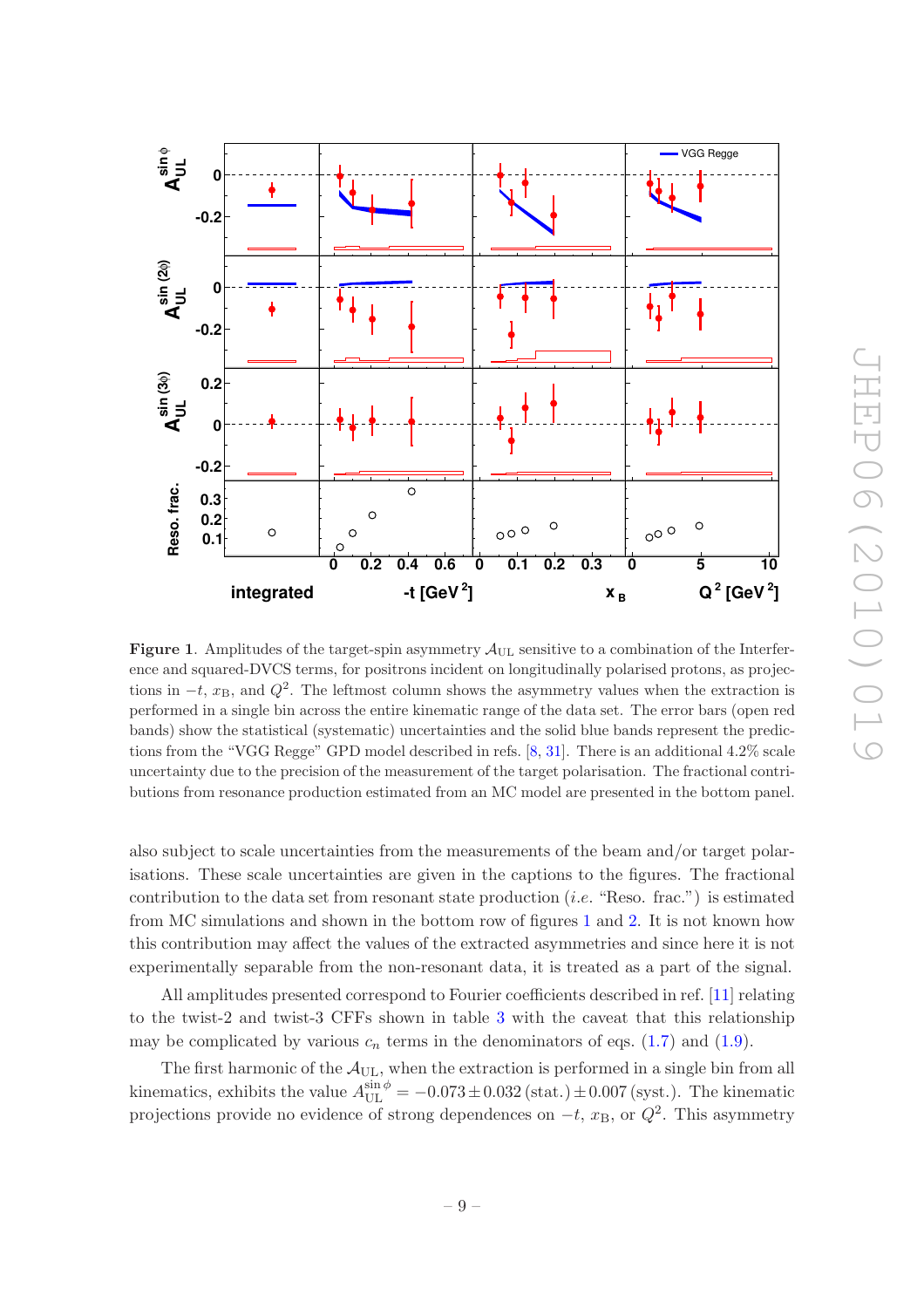**Figure 1**. Amplitudes of the target-spin asymmetry $\mathcal{A}_{\mathrm{UL}}$ sensitive to a combination of the Interference and squared-DVCS terms, for positrons incident on longitudinally polarised protons, as projections in $-t$, $x_{\mathrm{B}}$, and $Q^2$. The leftmost column shows the asymmetry values when the extraction is performed in a single bin across the entire kinematic range of the data set. The error bars (open red bands) show the statistical (systematic) uncertainties and the solid blue bands represent the predictions from the "VGG Regge" GPD model described in refs. [8, 31]. There is an additional 4.2% scale uncertainty due to the precision of the measurement of the target polarisation. The fractional contributions from resonance production estimated from an MC model are presented in the bottom panel.

also subject to scale uncertainties from the measurements of the beam and/or target polarisations. These scale uncertainties are given in the captions to the figures. The fractional contribution to the data set from resonant state production (*i.e.* "Reso. frac.") is estimated from MC simulations and shown in the bottom row of figures 1 and 2. It is not known how this contribution may affect the values of the extracted asymmetries and since here it is not experimentally separable from the non-resonant data, it is treated as a part of the signal.

All amplitudes presented correspond to Fourier coefficients described in ref. [11] relating to the twist-2 and twist-3 CFFs shown in table 3 with the caveat that this relationship may be complicated by various $c_n$ terms in the denominators of eqs. (1.7) and (1.9).

The first harmonic of the $\mathcal{A}_{\mathrm{UL}}$, when the extraction is performed in a single bin from all kinematics, exhibits the value $A_{\mathrm{UL}}^{\sin\phi} = -0.073 \pm 0.032\,(\mathrm{stat.}) \pm 0.007\,(\mathrm{syst.})$. The kinematic projections provide no evidence of strong dependences on $-t$, $x_{\mathrm{B}}$, or $Q^2$. This asymmetry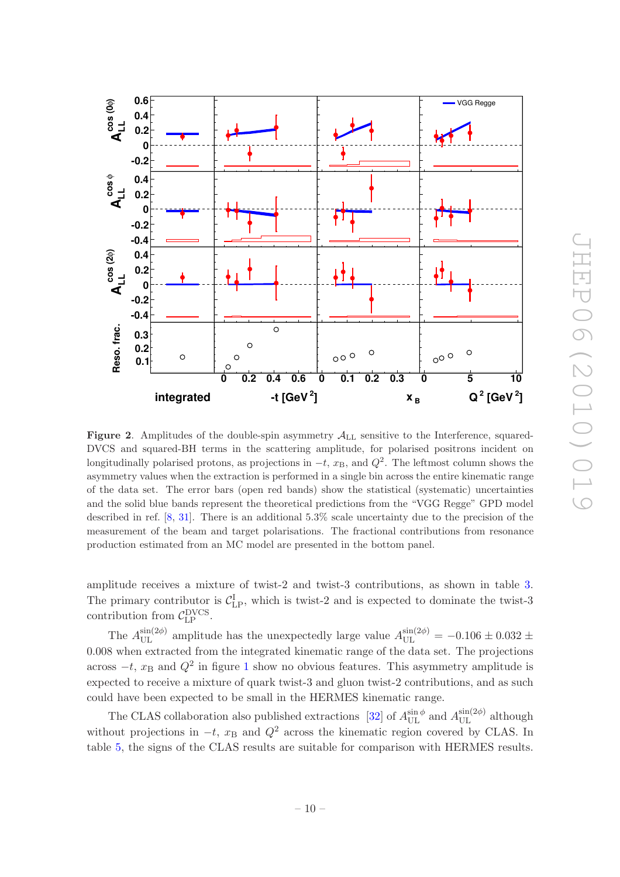**Figure 2**. Amplitudes of the double-spin asymmetry $\mathcal{A}_{\rm LL}$ sensitive to the Interference, squared-DVCS and squared-BH terms in the scattering amplitude, for polarised positrons incident on longitudinally polarised protons, as projections in $-t$, $x_{\rm B}$, and $Q^2$. The leftmost column shows the asymmetry values when the extraction is performed in a single bin across the entire kinematic range of the data set. The error bars (open red bands) show the statistical (systematic) uncertainties and the solid blue bands represent the theoretical predictions from the "VGG Regge" GPD model described in ref. [8, 31]. There is an additional 5.3% scale uncertainty due to the precision of the measurement of the beam and target polarisations. The fractional contributions from resonance production estimated from an MC model are presented in the bottom panel.

amplitude receives a mixture of twist-2 and twist-3 contributions, as shown in table 3. The primary contributor is $\mathcal{C}^{\rm I}_{\rm LP}$, which is twist-2 and is expected to dominate the twist-3 contribution from $\mathcal{C}^{\rm DVCS}_{\rm LP}$.

The $A^{\sin(2\phi)}_{\rm UL}$ amplitude has the unexpectedly large value $A^{\sin(2\phi)}_{\rm UL} = -0.106 \pm 0.032 \pm 0.008$ when extracted from the integrated kinematic range of the data set. The projections across $-t$, $x_{\rm B}$ and $Q^2$ in figure 1 show no obvious features. This asymmetry amplitude is expected to receive a mixture of quark twist-3 and gluon twist-2 contributions, and as such could have been expected to be small in the HERMES kinematic range.

The CLAS collaboration also published extractions [32] of $A^{\sin\phi}_{\rm UL}$ and $A^{\sin(2\phi)}_{\rm UL}$ although without projections in $-t$, $x_{\rm B}$ and $Q^2$ across the kinematic region covered by CLAS. In table 5, the signs of the CLAS results are suitable for comparison with HERMES results.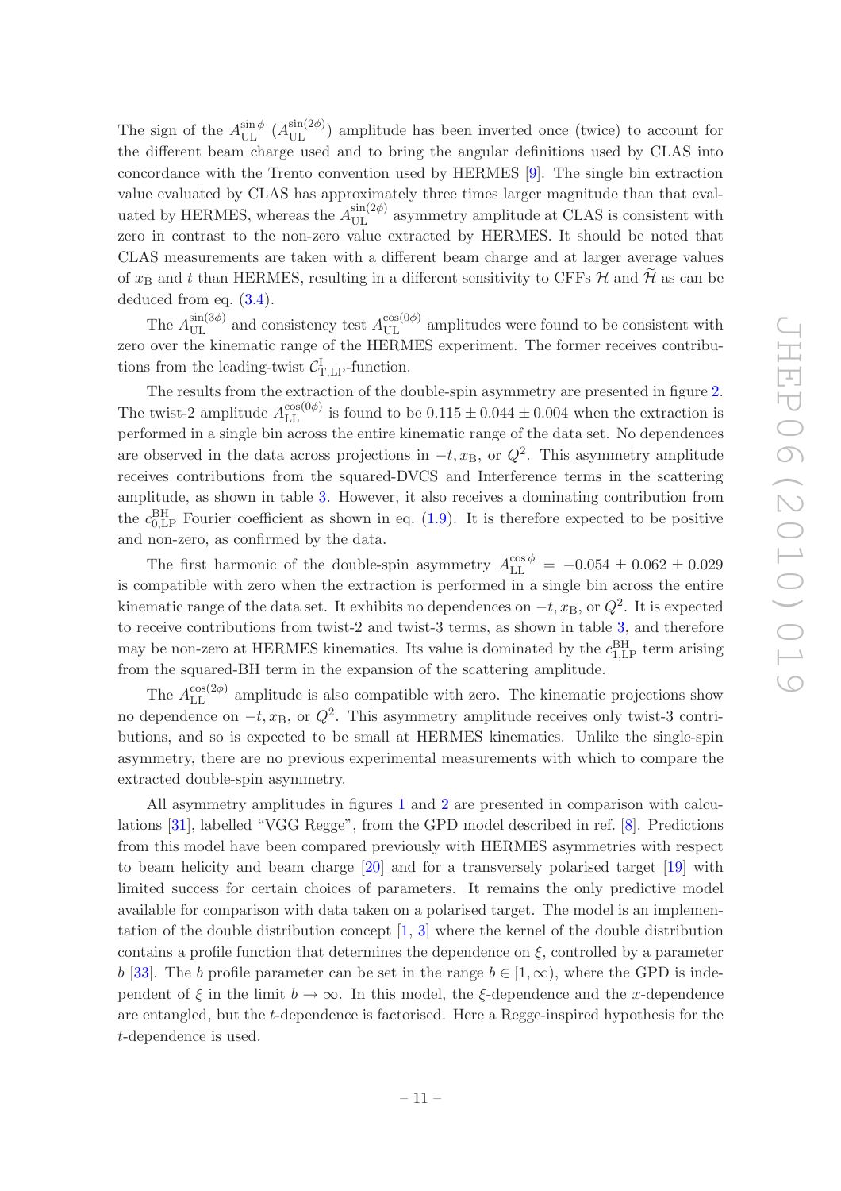The sign of the $A_{\rm UL}^{\sin\phi}$ ($A_{\rm UL}^{\sin(2\phi)}$) amplitude has been inverted once (twice) to account for the different beam charge used and to bring the angular definitions used by CLAS into concordance with the Trento convention used by HERMES [9]. The single bin extraction value evaluated by CLAS has approximately three times larger magnitude than that evaluated by HERMES, whereas the $A_{\rm UL}^{\sin(2\phi)}$ asymmetry amplitude at CLAS is consistent with zero in contrast to the non-zero value extracted by HERMES. It should be noted that CLAS measurements are taken with a different beam charge and at larger average values of $x_{\rm B}$ and $t$ than HERMES, resulting in a different sensitivity to CFFs $\mathcal{H}$ and $\widetilde{\mathcal{H}}$ as can be deduced from eq. (3.4).

The $A_{\rm UL}^{\sin(3\phi)}$ and consistency test $A_{\rm UL}^{\cos(0\phi)}$ amplitudes were found to be consistent with zero over the kinematic range of the HERMES experiment. The former receives contributions from the leading-twist $\mathcal{C}_{\rm T,LP}^{\rm I}$-function.

The results from the extraction of the double-spin asymmetry are presented in figure 2. The twist-2 amplitude $A_{\rm LL}^{\cos(0\phi)}$ is found to be $0.115 \pm 0.044 \pm 0.004$ when the extraction is performed in a single bin across the entire kinematic range of the data set. No dependences are observed in the data across projections in $-t, x_{\rm B}$, or $Q^2$. This asymmetry amplitude receives contributions from the squared-DVCS and Interference terms in the scattering amplitude, as shown in table 3. However, it also receives a dominating contribution from the $c_{0,\rm LP}^{\rm BH}$ Fourier coefficient as shown in eq. (1.9). It is therefore expected to be positive and non-zero, as confirmed by the data.

The first harmonic of the double-spin asymmetry $A_{\rm LL}^{\cos\phi} = -0.054 \pm 0.062 \pm 0.029$ is compatible with zero when the extraction is performed in a single bin across the entire kinematic range of the data set. It exhibits no dependences on $-t, x_{\rm B}$, or $Q^2$. It is expected to receive contributions from twist-2 and twist-3 terms, as shown in table 3, and therefore may be non-zero at HERMES kinematics. Its value is dominated by the $c_{1,\rm LP}^{\rm BH}$ term arising from the squared-BH term in the expansion of the scattering amplitude.

The $A_{\rm LL}^{\cos(2\phi)}$ amplitude is also compatible with zero. The kinematic projections show no dependence on $-t, x_{\rm B}$, or $Q^2$. This asymmetry amplitude receives only twist-3 contributions, and so is expected to be small at HERMES kinematics. Unlike the single-spin asymmetry, there are no previous experimental measurements with which to compare the extracted double-spin asymmetry.

All asymmetry amplitudes in figures 1 and 2 are presented in comparison with calculations [31], labelled "VGG Regge", from the GPD model described in ref. [8]. Predictions from this model have been compared previously with HERMES asymmetries with respect to beam helicity and beam charge [20] and for a transversely polarised target [19] with limited success for certain choices of parameters. It remains the only predictive model available for comparison with data taken on a polarised target. The model is an implementation of the double distribution concept [1, 3] where the kernel of the double distribution contains a profile function that determines the dependence on $\xi$, controlled by a parameter $b$ [33]. The $b$ profile parameter can be set in the range $b \in [1, \infty)$, where the GPD is independent of $\xi$ in the limit $b \to \infty$. In this model, the $\xi$-dependence and the $x$-dependence are entangled, but the $t$-dependence is factorised. Here a Regge-inspired hypothesis for the $t$-dependence is used.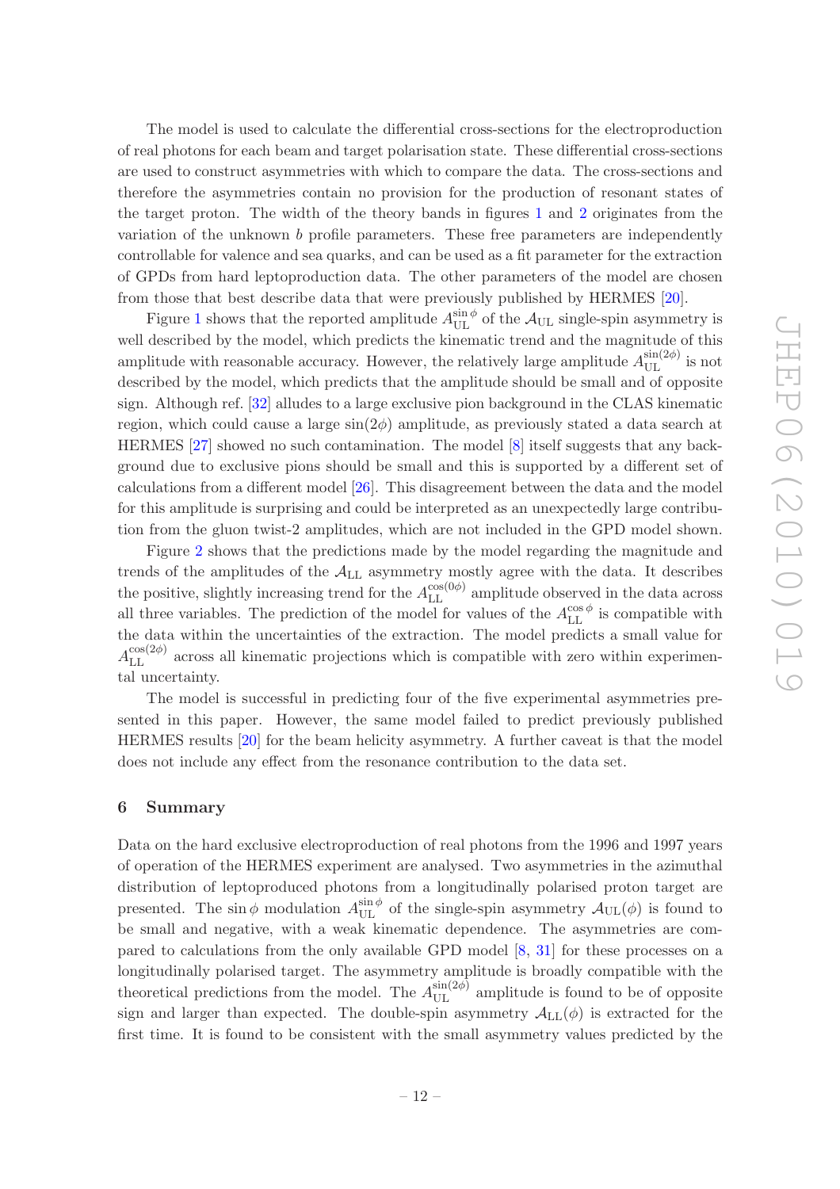The model is used to calculate the differential cross-sections for the electroproduction of real photons for each beam and target polarisation state. These differential cross-sections are used to construct asymmetries with which to compare the data. The cross-sections and therefore the asymmetries contain no provision for the production of resonant states of the target proton. The width of the theory bands in figures 1 and 2 originates from the variation of the unknown $b$ profile parameters. These free parameters are independently controllable for valence and sea quarks, and can be used as a fit parameter for the extraction of GPDs from hard leptoproduction data. The other parameters of the model are chosen from those that best describe data that were previously published by HERMES [20].

Figure 1 shows that the reported amplitude $A_{\mathrm{UL}}^{\sin\phi}$ of the $\mathcal{A}_{\mathrm{UL}}$ single-spin asymmetry is well described by the model, which predicts the kinematic trend and the magnitude of this amplitude with reasonable accuracy. However, the relatively large amplitude $A_{\mathrm{UL}}^{\sin(2\phi)}$ is not described by the model, which predicts that the amplitude should be small and of opposite sign. Although ref. [32] alludes to a large exclusive pion background in the CLAS kinematic region, which could cause a large $\sin(2\phi)$ amplitude, as previously stated a data search at HERMES [27] showed no such contamination. The model [8] itself suggests that any background due to exclusive pions should be small and this is supported by a different set of calculations from a different model [26]. This disagreement between the data and the model for this amplitude is surprising and could be interpreted as an unexpectedly large contribution from the gluon twist-2 amplitudes, which are not included in the GPD model shown.

Figure 2 shows that the predictions made by the model regarding the magnitude and trends of the amplitudes of the $\mathcal{A}_{\mathrm{LL}}$ asymmetry mostly agree with the data. It describes the positive, slightly increasing trend for the $A_{\mathrm{LL}}^{\cos(0\phi)}$ amplitude observed in the data across all three variables. The prediction of the model for values of the $A_{\mathrm{LL}}^{\cos\phi}$ is compatible with the data within the uncertainties of the extraction. The model predicts a small value for $A_{\mathrm{LL}}^{\cos(2\phi)}$ across all kinematic projections which is compatible with zero within experimental uncertainty.

The model is successful in predicting four of the five experimental asymmetries presented in this paper. However, the same model failed to predict previously published HERMES results [20] for the beam helicity asymmetry. A further caveat is that the model does not include any effect from the resonance contribution to the data set.

## 6 Summary

Data on the hard exclusive electroproduction of real photons from the 1996 and 1997 years of operation of the HERMES experiment are analysed. Two asymmetries in the azimuthal distribution of leptoproduced photons from a longitudinally polarised proton target are presented. The $\sin\phi$ modulation $A_{\mathrm{UL}}^{\sin\phi}$ of the single-spin asymmetry $\mathcal{A}_{\mathrm{UL}}(\phi)$ is found to be small and negative, with a weak kinematic dependence. The asymmetries are compared to calculations from the only available GPD model [8, 31] for these processes on a longitudinally polarised target. The asymmetry amplitude is broadly compatible with the theoretical predictions from the model. The $A_{\mathrm{UL}}^{\sin(2\phi)}$ amplitude is found to be of opposite sign and larger than expected. The double-spin asymmetry $\mathcal{A}_{\mathrm{LL}}(\phi)$ is extracted for the first time. It is found to be consistent with the small asymmetry values predicted by the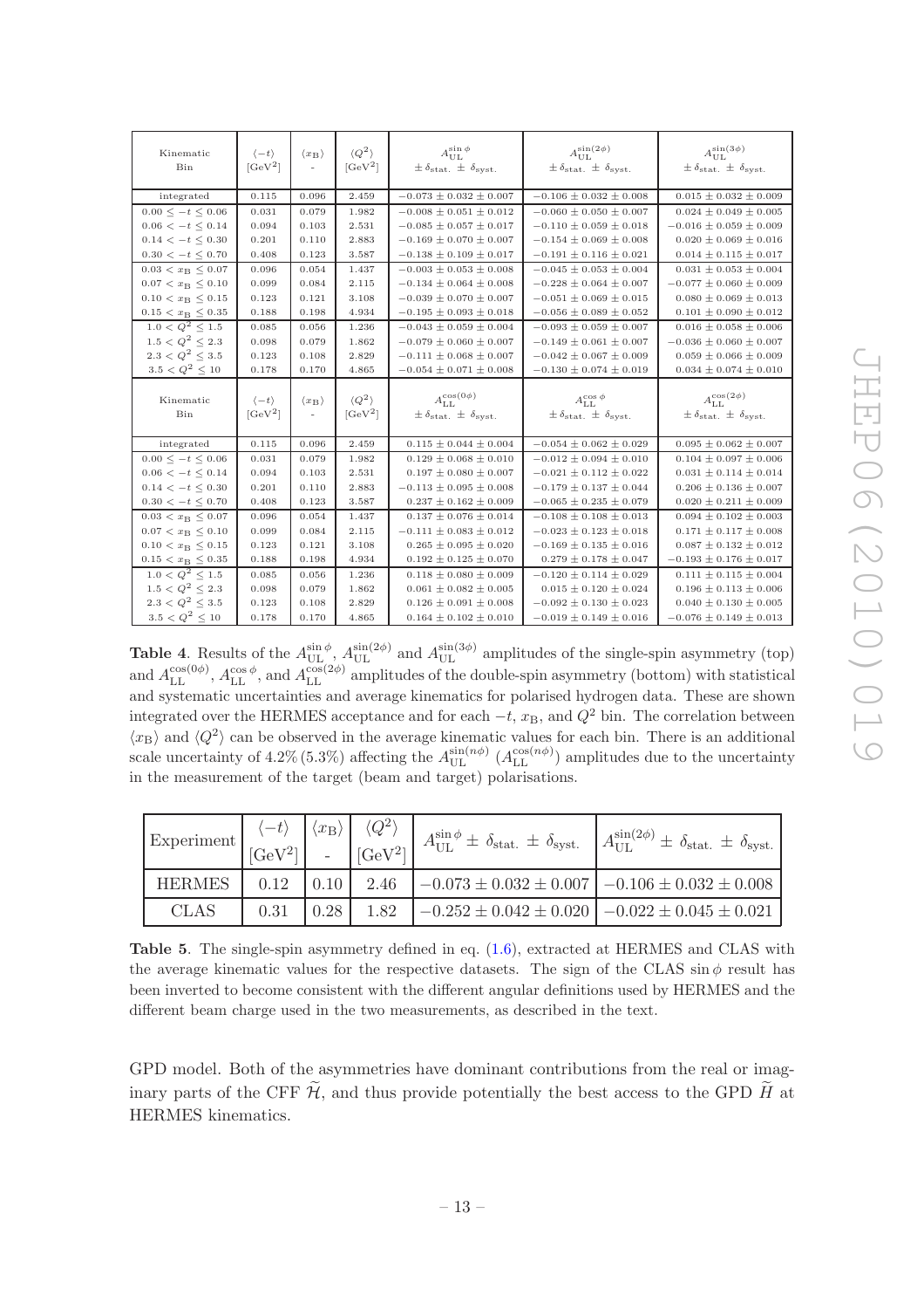| Kinematic Bin | $\langle -t \rangle$ [GeV$^2$] | $\langle x_B \rangle$ - | $\langle Q^2 \rangle$ [GeV$^2$] | $A_{UL}^{\sin\phi}$ $\pm\,\delta_{stat.} \pm \delta_{syst.}$ | $A_{UL}^{\sin(2\phi)}$ $\pm\,\delta_{stat.} \pm \delta_{syst.}$ | $A_{UL}^{\sin(3\phi)}$ $\pm\,\delta_{stat.} \pm \delta_{syst.}$ |
|---|---|---|---|---|---|---|
| integrated | 0.115 | 0.096 | 2.459 | $-0.073 \pm 0.032 \pm 0.007$ | $-0.106 \pm 0.032 \pm 0.008$ | $0.015 \pm 0.032 \pm 0.009$ |
| $0.00 \leq -t \leq 0.06$ | 0.031 | 0.079 | 1.982 | $-0.008 \pm 0.051 \pm 0.012$ | $-0.060 \pm 0.050 \pm 0.007$ | $0.024 \pm 0.049 \pm 0.005$ |
| $0.06 < -t \leq 0.14$ | 0.094 | 0.103 | 2.531 | $-0.085 \pm 0.057 \pm 0.017$ | $-0.110 \pm 0.059 \pm 0.018$ | $-0.016 \pm 0.059 \pm 0.009$ |
| $0.14 < -t \leq 0.30$ | 0.201 | 0.110 | 2.883 | $-0.169 \pm 0.070 \pm 0.007$ | $-0.154 \pm 0.069 \pm 0.008$ | $0.020 \pm 0.069 \pm 0.016$ |
| $0.30 < -t \leq 0.70$ | 0.408 | 0.123 | 3.587 | $-0.138 \pm 0.109 \pm 0.017$ | $-0.191 \pm 0.116 \pm 0.021$ | $0.014 \pm 0.115 \pm 0.017$ |
| $0.03 < x_B \leq 0.07$ | 0.096 | 0.054 | 1.437 | $-0.003 \pm 0.053 \pm 0.008$ | $-0.045 \pm 0.053 \pm 0.004$ | $0.031 \pm 0.053 \pm 0.004$ |
| $0.07 < x_B \leq 0.10$ | 0.099 | 0.084 | 2.115 | $-0.134 \pm 0.064 \pm 0.008$ | $-0.228 \pm 0.064 \pm 0.007$ | $-0.077 \pm 0.060 \pm 0.009$ |
| $0.10 < x_B \leq 0.15$ | 0.123 | 0.121 | 3.108 | $-0.039 \pm 0.070 \pm 0.007$ | $-0.051 \pm 0.069 \pm 0.015$ | $0.080 \pm 0.069 \pm 0.013$ |
| $0.15 < x_B \leq 0.35$ | 0.188 | 0.198 | 4.934 | $-0.195 \pm 0.093 \pm 0.018$ | $-0.056 \pm 0.089 \pm 0.052$ | $0.101 \pm 0.090 \pm 0.012$ |
| $1.0 < Q^2 \leq 1.5$ | 0.085 | 0.056 | 1.236 | $-0.043 \pm 0.059 \pm 0.004$ | $-0.093 \pm 0.059 \pm 0.007$ | $0.016 \pm 0.058 \pm 0.006$ |
| $1.5 < Q^2 \leq 2.3$ | 0.098 | 0.079 | 1.862 | $-0.079 \pm 0.060 \pm 0.007$ | $-0.149 \pm 0.061 \pm 0.007$ | $-0.036 \pm 0.060 \pm 0.007$ |
| $2.3 < Q^2 \leq 3.5$ | 0.123 | 0.108 | 2.829 | $-0.111 \pm 0.068 \pm 0.007$ | $-0.042 \pm 0.067 \pm 0.009$ | $0.059 \pm 0.066 \pm 0.009$ |
| $3.5 < Q^2 \leq 10$ | 0.178 | 0.170 | 4.865 | $-0.054 \pm 0.071 \pm 0.008$ | $-0.130 \pm 0.074 \pm 0.019$ | $0.034 \pm 0.074 \pm 0.010$ |
| Kinematic Bin | $\langle -t \rangle$ [GeV$^2$] | $\langle x_B \rangle$ - | $\langle Q^2 \rangle$ [GeV$^2$] | $A_{LL}^{\cos(0\phi)}$ $\pm\,\delta_{stat.} \pm \delta_{syst.}$ | $A_{LL}^{\cos\phi}$ $\pm\,\delta_{stat.} \pm \delta_{syst.}$ | $A_{LL}^{\cos(2\phi)}$ $\pm\,\delta_{stat.} \pm \delta_{syst.}$ |
| integrated | 0.115 | 0.096 | 2.459 | $0.115 \pm 0.044 \pm 0.004$ | $-0.054 \pm 0.062 \pm 0.029$ | $0.095 \pm 0.062 \pm 0.007$ |
| $0.00 \leq -t \leq 0.06$ | 0.031 | 0.079 | 1.982 | $0.129 \pm 0.068 \pm 0.010$ | $-0.012 \pm 0.094 \pm 0.010$ | $0.104 \pm 0.097 \pm 0.006$ |
| $0.06 < -t \leq 0.14$ | 0.094 | 0.103 | 2.531 | $0.197 \pm 0.080 \pm 0.007$ | $-0.021 \pm 0.112 \pm 0.022$ | $0.031 \pm 0.114 \pm 0.014$ |
| $0.14 < -t \leq 0.30$ | 0.201 | 0.110 | 2.883 | $-0.113 \pm 0.095 \pm 0.008$ | $-0.179 \pm 0.137 \pm 0.044$ | $0.206 \pm 0.136 \pm 0.007$ |
| $0.30 < -t \leq 0.70$ | 0.408 | 0.123 | 3.587 | $0.237 \pm 0.162 \pm 0.009$ | $-0.065 \pm 0.235 \pm 0.079$ | $0.020 \pm 0.211 \pm 0.009$ |
| $0.03 < x_B \leq 0.07$ | 0.096 | 0.054 | 1.437 | $0.137 \pm 0.076 \pm 0.014$ | $-0.108 \pm 0.108 \pm 0.013$ | $0.094 \pm 0.102 \pm 0.003$ |
| $0.07 < x_B \leq 0.10$ | 0.099 | 0.084 | 2.115 | $-0.111 \pm 0.083 \pm 0.012$ | $-0.023 \pm 0.123 \pm 0.018$ | $0.171 \pm 0.117 \pm 0.008$ |
| $0.10 < x_B \leq 0.15$ | 0.123 | 0.121 | 3.108 | $0.265 \pm 0.095 \pm 0.020$ | $-0.169 \pm 0.135 \pm 0.016$ | $0.087 \pm 0.132 \pm 0.012$ |
| $0.15 < x_B \leq 0.35$ | 0.188 | 0.198 | 4.934 | $0.192 \pm 0.125 \pm 0.070$ | $0.279 \pm 0.178 \pm 0.047$ | $-0.193 \pm 0.176 \pm 0.017$ |
| $1.0 < Q^2 \leq 1.5$ | 0.085 | 0.056 | 1.236 | $0.118 \pm 0.080 \pm 0.009$ | $-0.120 \pm 0.114 \pm 0.029$ | $0.111 \pm 0.115 \pm 0.004$ |
| $1.5 < Q^2 \leq 2.3$ | 0.098 | 0.079 | 1.862 | $0.061 \pm 0.082 \pm 0.005$ | $0.015 \pm 0.120 \pm 0.024$ | $0.196 \pm 0.113 \pm 0.006$ |
| $2.3 < Q^2 \leq 3.5$ | 0.123 | 0.108 | 2.829 | $0.126 \pm 0.091 \pm 0.008$ | $-0.092 \pm 0.130 \pm 0.023$ | $0.040 \pm 0.130 \pm 0.005$ |
| $3.5 < Q^2 \leq 10$ | 0.178 | 0.170 | 4.865 | $0.164 \pm 0.102 \pm 0.010$ | $-0.019 \pm 0.149 \pm 0.016$ | $-0.076 \pm 0.149 \pm 0.013$ |

**Table 4**. Results of the $A_{UL}^{\sin\phi}$, $A_{UL}^{\sin(2\phi)}$ and $A_{UL}^{\sin(3\phi)}$ amplitudes of the single-spin asymmetry (top) and $A_{LL}^{\cos(0\phi)}$, $A_{LL}^{\cos\phi}$, and $A_{LL}^{\cos(2\phi)}$ amplitudes of the double-spin asymmetry (bottom) with statistical and systematic uncertainties and average kinematics for polarised hydrogen data. These are shown integrated over the HERMES acceptance and for each $-t$, $x_B$, and $Q^2$ bin. The correlation between $\langle x_B \rangle$ and $\langle Q^2 \rangle$ can be observed in the average kinematic values for each bin. There is an additional scale uncertainty of 4.2% (5.3%) affecting the $A_{UL}^{\sin(n\phi)}$ ($A_{LL}^{\cos(n\phi)}$) amplitudes due to the uncertainty in the measurement of the target (beam and target) polarisations.

| Experiment | $\langle -t \rangle$ [GeV$^2$] | $\langle x_B \rangle$ - | $\langle Q^2 \rangle$ [GeV$^2$] | $A_{UL}^{\sin\phi} \pm \delta_{stat.} \pm \delta_{syst.}$ | $A_{UL}^{\sin(2\phi)} \pm \delta_{stat.} \pm \delta_{syst.}$ |
|---|---|---|---|---|---|
| HERMES | 0.12 | 0.10 | 2.46 | $-0.073 \pm 0.032 \pm 0.007$ | $-0.106 \pm 0.032 \pm 0.008$ |
| CLAS | 0.31 | 0.28 | 1.82 | $-0.252 \pm 0.042 \pm 0.020$ | $-0.022 \pm 0.045 \pm 0.021$ |

**Table 5**. The single-spin asymmetry defined in eq. (1.6), extracted at HERMES and CLAS with the average kinematic values for the respective datasets. The sign of the CLAS $\sin\phi$ result has been inverted to become consistent with the different angular definitions used by HERMES and the different beam charge used in the two measurements, as described in the text.

GPD model. Both of the asymmetries have dominant contributions from the real or imaginary parts of the CFF $\widetilde{\mathcal{H}}$, and thus provide potentially the best access to the GPD $\widetilde{H}$ at HERMES kinematics.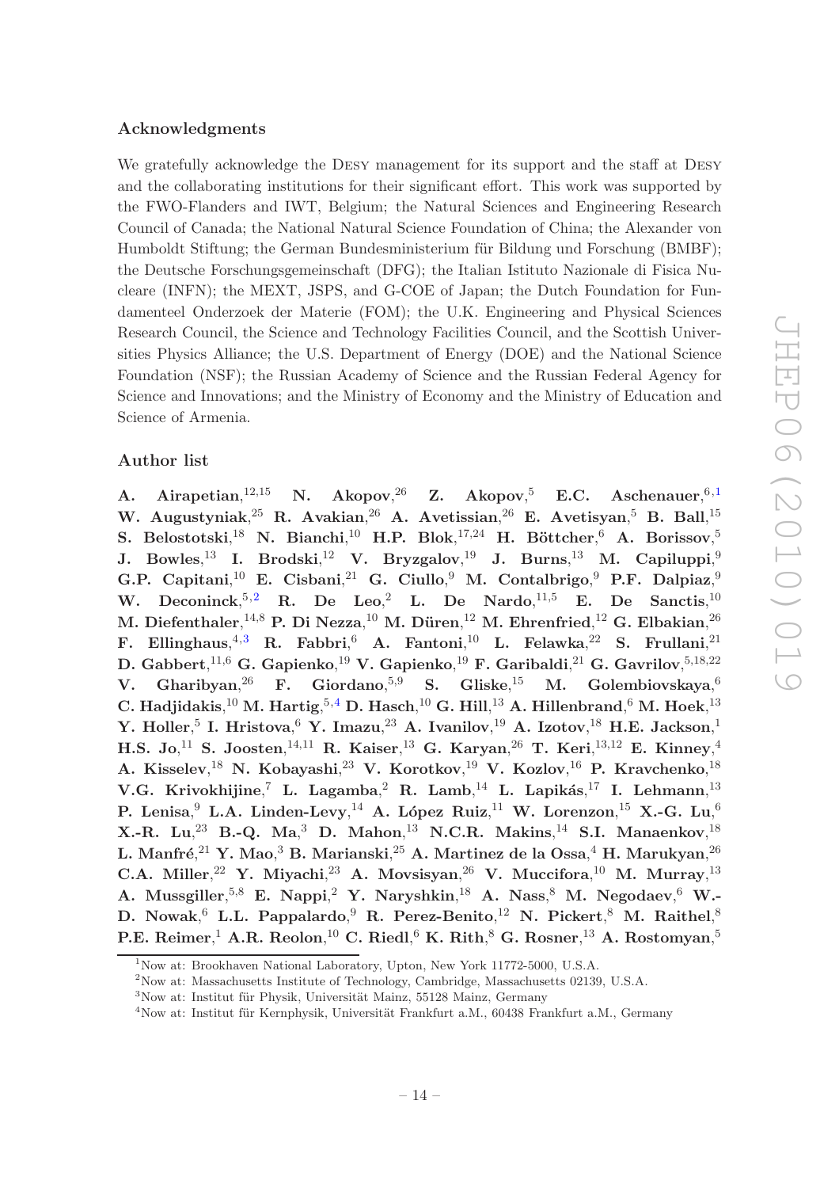## Acknowledgments

We gratefully acknowledge the DESY management for its support and the staff at DESY and the collaborating institutions for their significant effort. This work was supported by the FWO-Flanders and IWT, Belgium; the Natural Sciences and Engineering Research Council of Canada; the National Natural Science Foundation of China; the Alexander von Humboldt Stiftung; the German Bundesministerium für Bildung und Forschung (BMBF); the Deutsche Forschungsgemeinschaft (DFG); the Italian Istituto Nazionale di Fisica Nucleare (INFN); the MEXT, JSPS, and G-COE of Japan; the Dutch Foundation for Fundamenteel Onderzoek der Materie (FOM); the U.K. Engineering and Physical Sciences Research Council, the Science and Technology Facilities Council, and the Scottish Universities Physics Alliance; the U.S. Department of Energy (DOE) and the National Science Foundation (NSF); the Russian Academy of Science and the Russian Federal Agency for Science and Innovations; and the Ministry of Economy and the Ministry of Education and Science of Armenia.

## Author list

**A. Airapetian,**[12,15] **N. Akopov,**[26] **Z. Akopov,**[5] **E.C. Aschenauer,**[6,1] **W. Augustyniak,**[25] **R. Avakian,**[26] **A. Avetissian,**[26] **E. Avetisyan,**[5] **B. Ball,**[15] **S. Belostotski,**[18] **N. Bianchi,**[10] **H.P. Blok,**[17,24] **H. Böttcher,**[6] **A. Borissov,**[5] **J. Bowles,**[13] **I. Brodski,**[12] **V. Bryzgalov,**[19] **J. Burns,**[13] **M. Capiluppi,**[9] **G.P. Capitani,**[10] **E. Cisbani,**[21] **G. Ciullo,**[9] **M. Contalbrigo,**[9] **P.F. Dalpiaz,**[9] **W. Deconinck,**[5,2] **R. De Leo,**[2] **L. De Nardo,**[11,5] **E. De Sanctis,**[10] **M. Diefenthaler,**[14,8] **P. Di Nezza,**[10] **M. Düren,**[12] **M. Ehrenfried,**[12] **G. Elbakian,**[26] **F. Ellinghaus,**[4,3] **R. Fabbri,**[6] **A. Fantoni,**[10] **L. Felawka,**[22] **S. Frullani,**[21] **D. Gabbert,**[11,6] **G. Gapienko,**[19] **V. Gapienko,**[19] **F. Garibaldi,**[21] **G. Gavrilov,**[5,18,22] **V. Gharibyan,**[26] **F. Giordano,**[5,9] **S. Gliske,**[15] **M. Golembiovskaya,**[6] **C. Hadjidakis,**[10] **M. Hartig,**[5,4] **D. Hasch,**[10] **G. Hill,**[13] **A. Hillenbrand,**[6] **M. Hoek,**[13] **Y. Holler,**[5] **I. Hristova,**[6] **Y. Imazu,**[23] **A. Ivanilov,**[19] **A. Izotov,**[18] **H.E. Jackson,**[1] **H.S. Jo,**[11] **S. Joosten,**[14,11] **R. Kaiser,**[13] **G. Karyan,**[26] **T. Keri,**[13,12] **E. Kinney,**[4] **A. Kisselev,**[18] **N. Kobayashi,**[23] **V. Korotkov,**[19] **V. Kozlov,**[16] **P. Kravchenko,**[18] **V.G. Krivokhijine,**[7] **L. Lagamba,**[2] **R. Lamb,**[14] **L. Lapikás,**[17] **I. Lehmann,**[13] **P. Lenisa,**[9] **L.A. Linden-Levy,**[14] **A. López Ruiz,**[11] **W. Lorenzon,**[15] **X.-G. Lu,**[6] **X.-R. Lu,**[23] **B.-Q. Ma,**[3] **D. Mahon,**[13] **N.C.R. Makins,**[14] **S.I. Manaenkov,**[18] **L. Manfré,**[21] **Y. Mao,**[3] **B. Marianski,**[25] **A. Martinez de la Ossa,**[4] **H. Marukyan,**[26] **C.A. Miller,**[22] **Y. Miyachi,**[23] **A. Movsisyan,**[26] **V. Muccifora,**[10] **M. Murray,**[13] **A. Mussgiller,**[5,8] **E. Nappi,**[2] **Y. Naryshkin,**[18] **A. Nass,**[8] **M. Negodaev,**[6] **W.-D. Nowak,**[6] **L.L. Pappalardo,**[9] **R. Perez-Benito,**[12] **N. Pickert,**[8] **M. Raithel,**[8] **P.E. Reimer,**[1] **A.R. Reolon,**[10] **C. Riedl,**[6] **K. Rith,**[8] **G. Rosner,**[13] **A. Rostomyan,**[5]

---

[1] Now at: Brookhaven National Laboratory, Upton, New York 11772-5000, U.S.A.

[2] Now at: Massachusetts Institute of Technology, Cambridge, Massachusetts 02139, U.S.A.

[3] Now at: Institut für Physik, Universität Mainz, 55128 Mainz, Germany

[4] Now at: Institut für Kernphysik, Universität Frankfurt a.M., 60438 Frankfurt a.M., Germany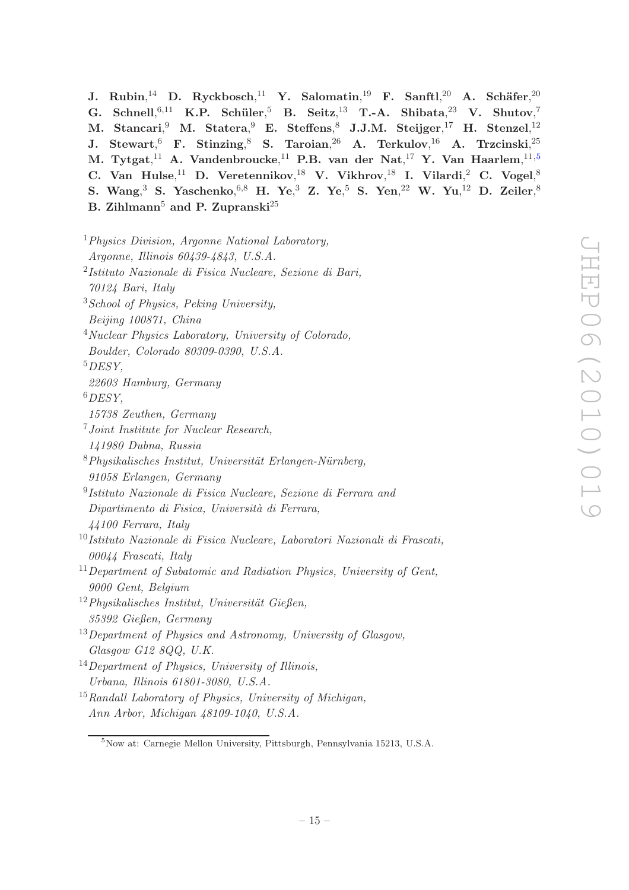**J. Rubin,**[14] **D. Ryckbosch,**[11] **Y. Salomatin,**[19] **F. Sanftl,**[20] **A. Schäfer,**[20] **G. Schnell,**[6,11] **K.P. Schüler,**[5] **B. Seitz,**[13] **T.-A. Shibata,**[23] **V. Shutov,**[7] **M. Stancari,**[9] **M. Statera,**[9] **E. Steffens,**[8] **J.J.M. Steijger,**[17] **H. Stenzel,**[12] **J. Stewart,**[6] **F. Stinzing,**[8] **S. Taroian,**[26] **A. Terkulov,**[16] **A. Trzcinski,**[25] **M. Tytgat,**[11] **A. Vandenbroucke,**[11] **P.B. van der Nat,**[17] **Y. Van Haarlem,**[11,5] **C. Van Hulse,**[11] **D. Veretennikov,**[18] **V. Vikhrov,**[18] **I. Vilardi,**[2] **C. Vogel,**[8] **S. Wang,**[3] **S. Yaschenko,**[6,8] **H. Ye,**[3] **Z. Ye,**[5] **S. Yen,**[22] **W. Yu,**[12] **D. Zeiler,**[8] **B. Zihlmann**[5] **and P. Zupranski**[25]

[1] *Physics Division, Argonne National Laboratory, Argonne, Illinois 60439-4843, U.S.A.*

[2] *Istituto Nazionale di Fisica Nucleare, Sezione di Bari, 70124 Bari, Italy*

[3] *School of Physics, Peking University, Beijing 100871, China*

[4] *Nuclear Physics Laboratory, University of Colorado, Boulder, Colorado 80309-0390, U.S.A.*

[5] *DESY, 22603 Hamburg, Germany*

[6] *DESY, 15738 Zeuthen, Germany*

[7] *Joint Institute for Nuclear Research, 141980 Dubna, Russia*

[8] *Physikalisches Institut, Universität Erlangen-Nürnberg, 91058 Erlangen, Germany*

[9] *Istituto Nazionale di Fisica Nucleare, Sezione di Ferrara and Dipartimento di Fisica, Università di Ferrara, 44100 Ferrara, Italy*

[10] *Istituto Nazionale di Fisica Nucleare, Laboratori Nazionali di Frascati, 00044 Frascati, Italy*

[11] *Department of Subatomic and Radiation Physics, University of Gent, 9000 Gent, Belgium*

[12] *Physikalisches Institut, Universität Gießen, 35392 Gießen, Germany*

[13] *Department of Physics and Astronomy, University of Glasgow, Glasgow G12 8QQ, U.K.*

[14] *Department of Physics, University of Illinois, Urbana, Illinois 61801-3080, U.S.A.*

[15] *Randall Laboratory of Physics, University of Michigan, Ann Arbor, Michigan 48109-1040, U.S.A.*

---

[5] Now at: Carnegie Mellon University, Pittsburgh, Pennsylvania 15213, U.S.A.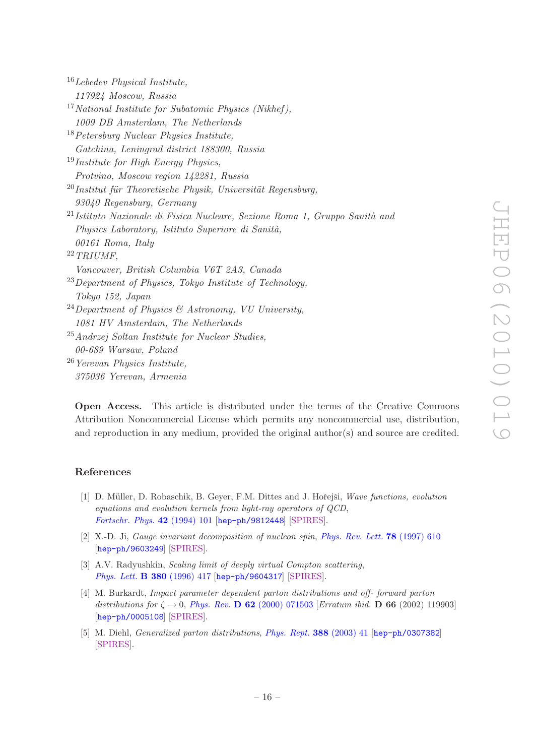[16] *Lebedev Physical Institute, 117924 Moscow, Russia*
[17] *National Institute for Subatomic Physics (Nikhef), 1009 DB Amsterdam, The Netherlands*
[18] *Petersburg Nuclear Physics Institute, Gatchina, Leningrad district 188300, Russia*
[19] *Institute for High Energy Physics, Protvino, Moscow region 142281, Russia*
[20] *Institut für Theoretische Physik, Universität Regensburg, 93040 Regensburg, Germany*
[21] *Istituto Nazionale di Fisica Nucleare, Sezione Roma 1, Gruppo Sanità and Physics Laboratory, Istituto Superiore di Sanità, 00161 Roma, Italy*
[22] *TRIUMF, Vancouver, British Columbia V6T 2A3, Canada*
[23] *Department of Physics, Tokyo Institute of Technology, Tokyo 152, Japan*
[24] *Department of Physics & Astronomy, VU University, 1081 HV Amsterdam, The Netherlands*
[25] *Andrzej Soltan Institute for Nuclear Studies, 00-689 Warsaw, Poland*
[26] *Yerevan Physics Institute, 375036 Yerevan, Armenia*

**Open Access.** This article is distributed under the terms of the Creative Commons Attribution Noncommercial License which permits any noncommercial use, distribution, and reproduction in any medium, provided the original author(s) and source are credited.

## References

[1] D. Müller, D. Robaschik, B. Geyer, F.M. Dittes and J. Hořejši, *Wave functions, evolution equations and evolution kernels from light-ray operators of QCD*, *Fortschr. Phys.* **42** (1994) 101 [hep-ph/9812448] [SPIRES].

[2] X.-D. Ji, *Gauge invariant decomposition of nucleon spin*, *Phys. Rev. Lett.* **78** (1997) 610 [hep-ph/9603249] [SPIRES].

[3] A.V. Radyushkin, *Scaling limit of deeply virtual Compton scattering*, *Phys. Lett.* **B 380** (1996) 417 [hep-ph/9604317] [SPIRES].

[4] M. Burkardt, *Impact parameter dependent parton distributions and off- forward parton distributions for $\zeta \to 0$*, *Phys. Rev.* **D 62** (2000) 071503 [*Erratum ibid.* **D 66** (2002) 119903] [hep-ph/0005108] [SPIRES].

[5] M. Diehl, *Generalized parton distributions*, *Phys. Rept.* **388** (2003) 41 [hep-ph/0307382] [SPIRES].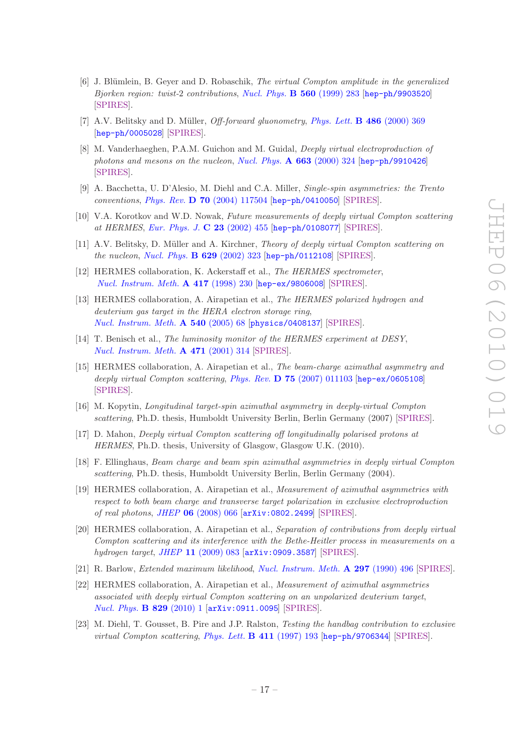[6] J. Blümlein, B. Geyer and D. Robaschik, *The virtual Compton amplitude in the generalized Bjorken region: twist-2 contributions*, *Nucl. Phys.* **B 560** (1999) 283 [hep-ph/9903520] [SPIRES].

[7] A.V. Belitsky and D. Müller, *Off-forward gluonometry*, *Phys. Lett.* **B 486** (2000) 369 [hep-ph/0005028] [SPIRES].

[8] M. Vanderhaeghen, P.A.M. Guichon and M. Guidal, *Deeply virtual electroproduction of photons and mesons on the nucleon*, *Nucl. Phys.* **A 663** (2000) 324 [hep-ph/9910426] [SPIRES].

[9] A. Bacchetta, U. D'Alesio, M. Diehl and C.A. Miller, *Single-spin asymmetries: the Trento conventions*, *Phys. Rev.* **D 70** (2004) 117504 [hep-ph/0410050] [SPIRES].

[10] V.A. Korotkov and W.D. Nowak, *Future measurements of deeply virtual Compton scattering at HERMES*, *Eur. Phys. J.* **C 23** (2002) 455 [hep-ph/0108077] [SPIRES].

[11] A.V. Belitsky, D. Müller and A. Kirchner, *Theory of deeply virtual Compton scattering on the nucleon*, *Nucl. Phys.* **B 629** (2002) 323 [hep-ph/0112108] [SPIRES].

[12] HERMES collaboration, K. Ackerstaff et al., *The HERMES spectrometer*, *Nucl. Instrum. Meth.* **A 417** (1998) 230 [hep-ex/9806008] [SPIRES].

[13] HERMES collaboration, A. Airapetian et al., *The HERMES polarized hydrogen and deuterium gas target in the HERA electron storage ring*, *Nucl. Instrum. Meth.* **A 540** (2005) 68 [physics/0408137] [SPIRES].

[14] T. Benisch et al., *The luminosity monitor of the HERMES experiment at DESY*, *Nucl. Instrum. Meth.* **A 471** (2001) 314 [SPIRES].

[15] HERMES collaboration, A. Airapetian et al., *The beam-charge azimuthal asymmetry and deeply virtual Compton scattering*, *Phys. Rev.* **D 75** (2007) 011103 [hep-ex/0605108] [SPIRES].

[16] M. Kopytin, *Longitudinal target-spin azimuthal asymmetry in deeply-virtual Compton scattering*, Ph.D. thesis, Humboldt University Berlin, Berlin Germany (2007) [SPIRES].

[17] D. Mahon, *Deeply virtual Compton scattering off longitudinally polarised protons at HERMES*, Ph.D. thesis, University of Glasgow, Glasgow U.K. (2010).

[18] F. Ellinghaus, *Beam charge and beam spin azimuthal asymmetries in deeply virtual Compton scattering*, Ph.D. thesis, Humboldt University Berlin, Berlin Germany (2004).

[19] HERMES collaboration, A. Airapetian et al., *Measurement of azimuthal asymmetries with respect to both beam charge and transverse target polarization in exclusive electroproduction of real photons*, *JHEP* **06** (2008) 066 [arXiv:0802.2499] [SPIRES].

[20] HERMES collaboration, A. Airapetian et al., *Separation of contributions from deeply virtual Compton scattering and its interference with the Bethe-Heitler process in measurements on a hydrogen target*, *JHEP* **11** (2009) 083 [arXiv:0909.3587] [SPIRES].

[21] R. Barlow, *Extended maximum likelihood*, *Nucl. Instrum. Meth.* **A 297** (1990) 496 [SPIRES].

[22] HERMES collaboration, A. Airapetian et al., *Measurement of azimuthal asymmetries associated with deeply virtual Compton scattering on an unpolarized deuterium target*, *Nucl. Phys.* **B 829** (2010) 1 [arXiv:0911.0095] [SPIRES].

[23] M. Diehl, T. Gousset, B. Pire and J.P. Ralston, *Testing the handbag contribution to exclusive virtual Compton scattering*, *Phys. Lett.* **B 411** (1997) 193 [hep-ph/9706344] [SPIRES].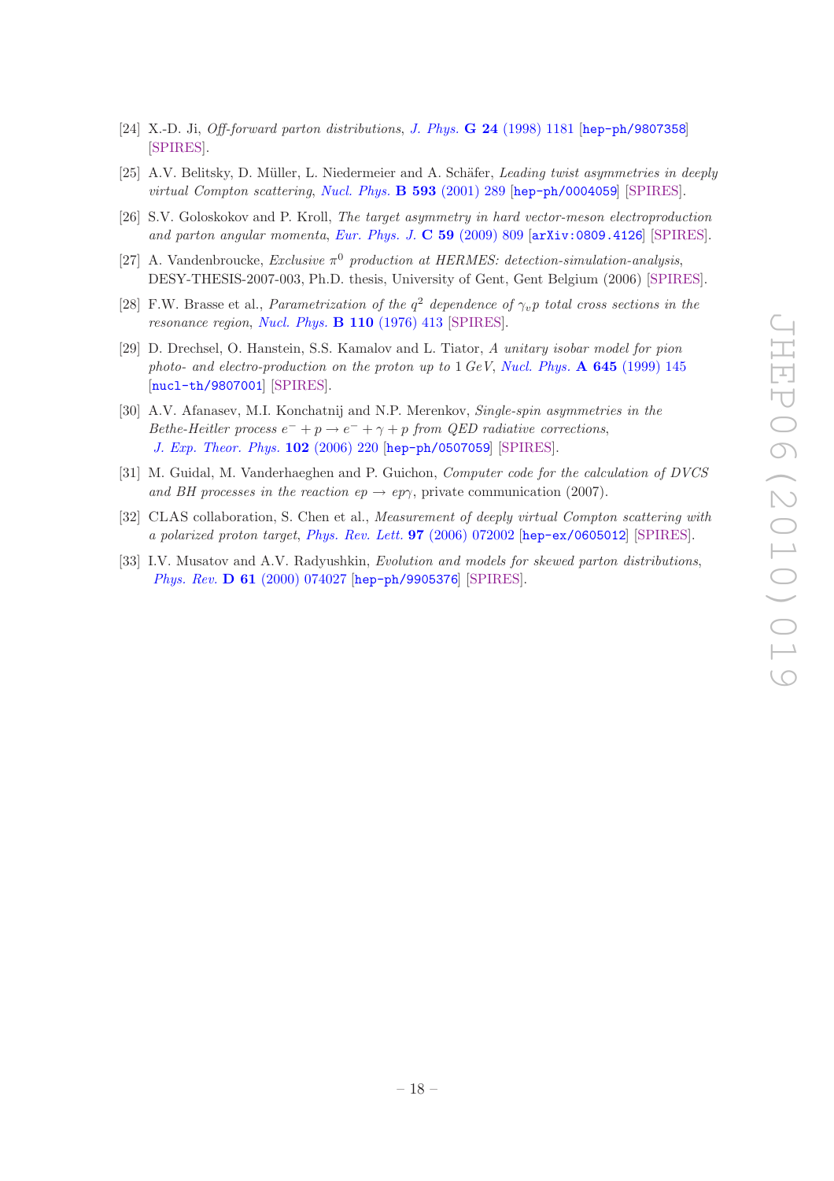[24] X.-D. Ji, *Off-forward parton distributions*, *J. Phys.* **G 24** (1998) 1181 [hep-ph/9807358] [SPIRES].

[25] A.V. Belitsky, D. Müller, L. Niedermeier and A. Schäfer, *Leading twist asymmetries in deeply virtual Compton scattering*, *Nucl. Phys.* **B 593** (2001) 289 [hep-ph/0004059] [SPIRES].

[26] S.V. Goloskokov and P. Kroll, *The target asymmetry in hard vector-meson electroproduction and parton angular momenta*, *Eur. Phys. J.* **C 59** (2009) 809 [arXiv:0809.4126] [SPIRES].

[27] A. Vandenbroucke, *Exclusive $\pi^0$ production at HERMES: detection-simulation-analysis*, DESY-THESIS-2007-003, Ph.D. thesis, University of Gent, Gent Belgium (2006) [SPIRES].

[28] F.W. Brasse et al., *Parametrization of the $q^2$ dependence of $\gamma_v p$ total cross sections in the resonance region*, *Nucl. Phys.* **B 110** (1976) 413 [SPIRES].

[29] D. Drechsel, O. Hanstein, S.S. Kamalov and L. Tiator, *A unitary isobar model for pion photo- and electro-production on the proton up to 1 GeV*, *Nucl. Phys.* **A 645** (1999) 145 [nucl-th/9807001] [SPIRES].

[30] A.V. Afanasev, M.I. Konchatnij and N.P. Merenkov, *Single-spin asymmetries in the Bethe-Heitler process $e^- + p \to e^- + \gamma + p$ from QED radiative corrections*, *J. Exp. Theor. Phys.* **102** (2006) 220 [hep-ph/0507059] [SPIRES].

[31] M. Guidal, M. Vanderhaeghen and P. Guichon, *Computer code for the calculation of DVCS and BH processes in the reaction $ep \to ep\gamma$*, private communication (2007).

[32] CLAS collaboration, S. Chen et al., *Measurement of deeply virtual Compton scattering with a polarized proton target*, *Phys. Rev. Lett.* **97** (2006) 072002 [hep-ex/0605012] [SPIRES].

[33] I.V. Musatov and A.V. Radyushkin, *Evolution and models for skewed parton distributions*, *Phys. Rev.* **D 61** (2000) 074027 [hep-ph/9905376] [SPIRES].